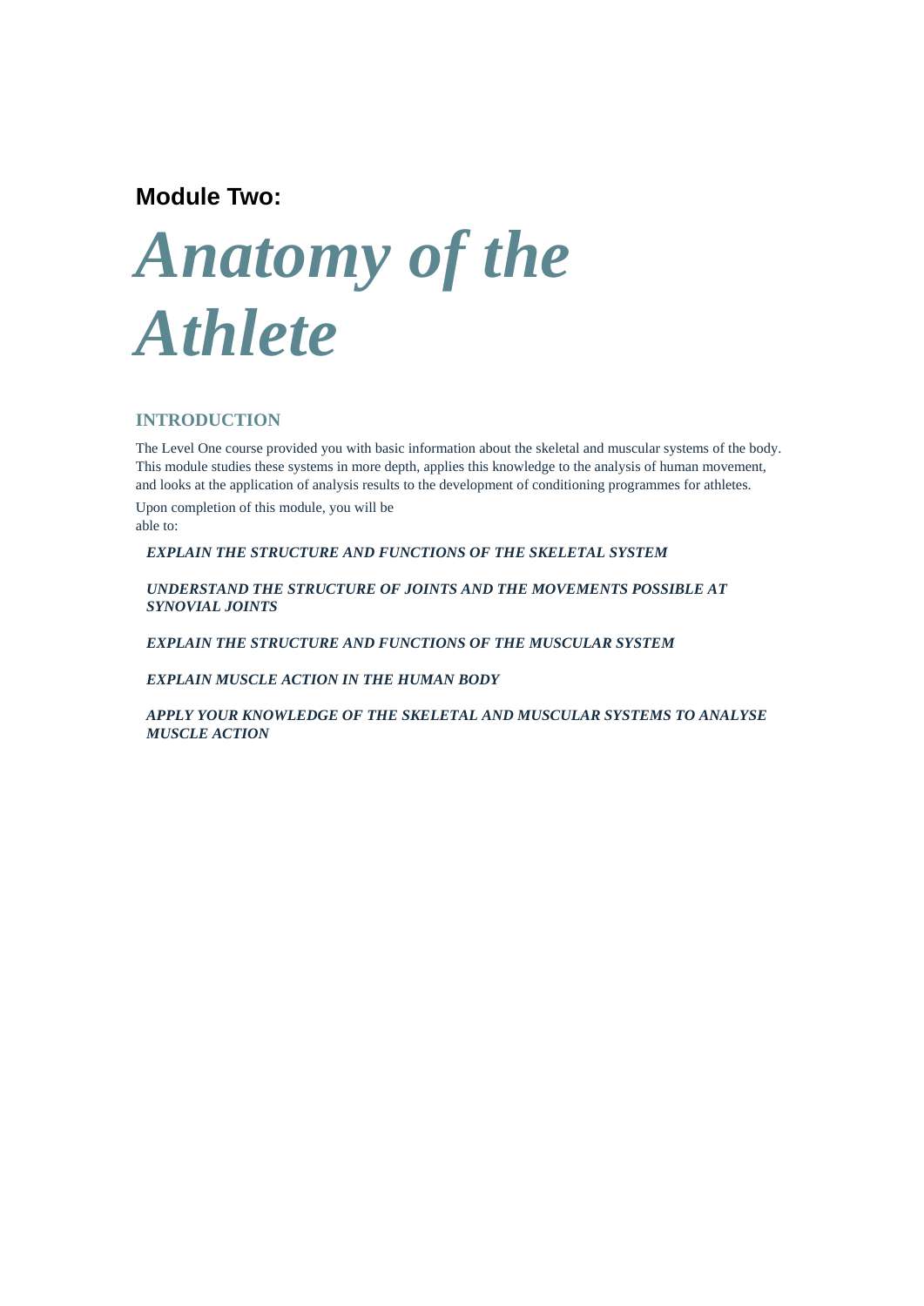**Module Two:**

# *Anatomy of the Athlete*

## INTRODUCTION

The Level One course provided you with basic information about the skeletal and muscular systems of the body. This module studies these systems in more depth, applies this knowledge to the analysis of human movement, and looks at the application of analysis results to the development of conditioning programmes for athletes.

Upon completion of this module, you will be able to:

- ***EXPLAIN THE STRUCTURE AND FUNCTIONS OF THE SKELETAL SYSTEM***
- ***UNDERSTAND THE STRUCTURE OF JOINTS AND THE MOVEMENTS POSSIBLE AT SYNOVIAL JOINTS***
- ***EXPLAIN THE STRUCTURE AND FUNCTIONS OF THE MUSCULAR SYSTEM***
- ***EXPLAIN MUSCLE ACTION IN THE HUMAN BODY***
- ***APPLY YOUR KNOWLEDGE OF THE SKELETAL AND MUSCULAR SYSTEMS TO ANALYSE MUSCLE ACTION***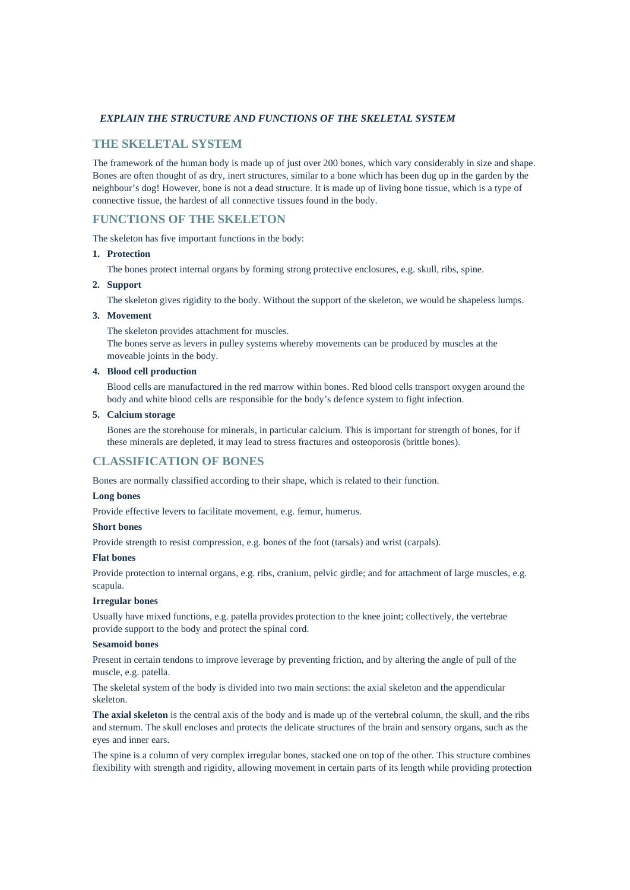***EXPLAIN THE STRUCTURE AND FUNCTIONS OF THE SKELETAL SYSTEM***

## THE SKELETAL SYSTEM

The framework of the human body is made up of just over 200 bones, which vary considerably in size and shape. Bones are often thought of as dry, inert structures, similar to a bone which has been dug up in the garden by the neighbour's dog! However, bone is not a dead structure. It is made up of living bone tissue, which is a type of connective tissue, the hardest of all connective tissues found in the body.

## FUNCTIONS OF THE SKELETON

The skeleton has five important functions in the body:

1. **Protection**

   The bones protect internal organs by forming strong protective enclosures, e.g. skull, ribs, spine.

2. **Support**

   The skeleton gives rigidity to the body. Without the support of the skeleton, we would be shapeless lumps.

3. **Movement**

   The skeleton provides attachment for muscles.
   The bones serve as levers in pulley systems whereby movements can be produced by muscles at the moveable joints in the body.

4. **Blood cell production**

   Blood cells are manufactured in the red marrow within bones. Red blood cells transport oxygen around the body and white blood cells are responsible for the body's defence system to fight infection.

5. **Calcium storage**

   Bones are the storehouse for minerals, in particular calcium. This is important for strength of bones, for if these minerals are depleted, it may lead to stress fractures and osteoporosis (brittle bones).

## CLASSIFICATION OF BONES

Bones are normally classified according to their shape, which is related to their function.

**Long bones**

Provide effective levers to facilitate movement, e.g. femur, humerus.

**Short bones**

Provide strength to resist compression, e.g. bones of the foot (tarsals) and wrist (carpals).

**Flat bones**

Provide protection to internal organs, e.g. ribs, cranium, pelvic girdle; and for attachment of large muscles, e.g. scapula.

**Irregular bones**

Usually have mixed functions, e.g. patella provides protection to the knee joint; collectively, the vertebrae provide support to the body and protect the spinal cord.

**Sesamoid bones**

Present in certain tendons to improve leverage by preventing friction, and by altering the angle of pull of the muscle, e.g. patella.

The skeletal system of the body is divided into two main sections: the axial skeleton and the appendicular skeleton.

**The axial skeleton** is the central axis of the body and is made up of the vertebral column, the skull, and the ribs and sternum. The skull encloses and protects the delicate structures of the brain and sensory organs, such as the eyes and inner ears.

The spine is a column of very complex irregular bones, stacked one on top of the other. This structure combines flexibility with strength and rigidity, allowing movement in certain parts of its length while providing protection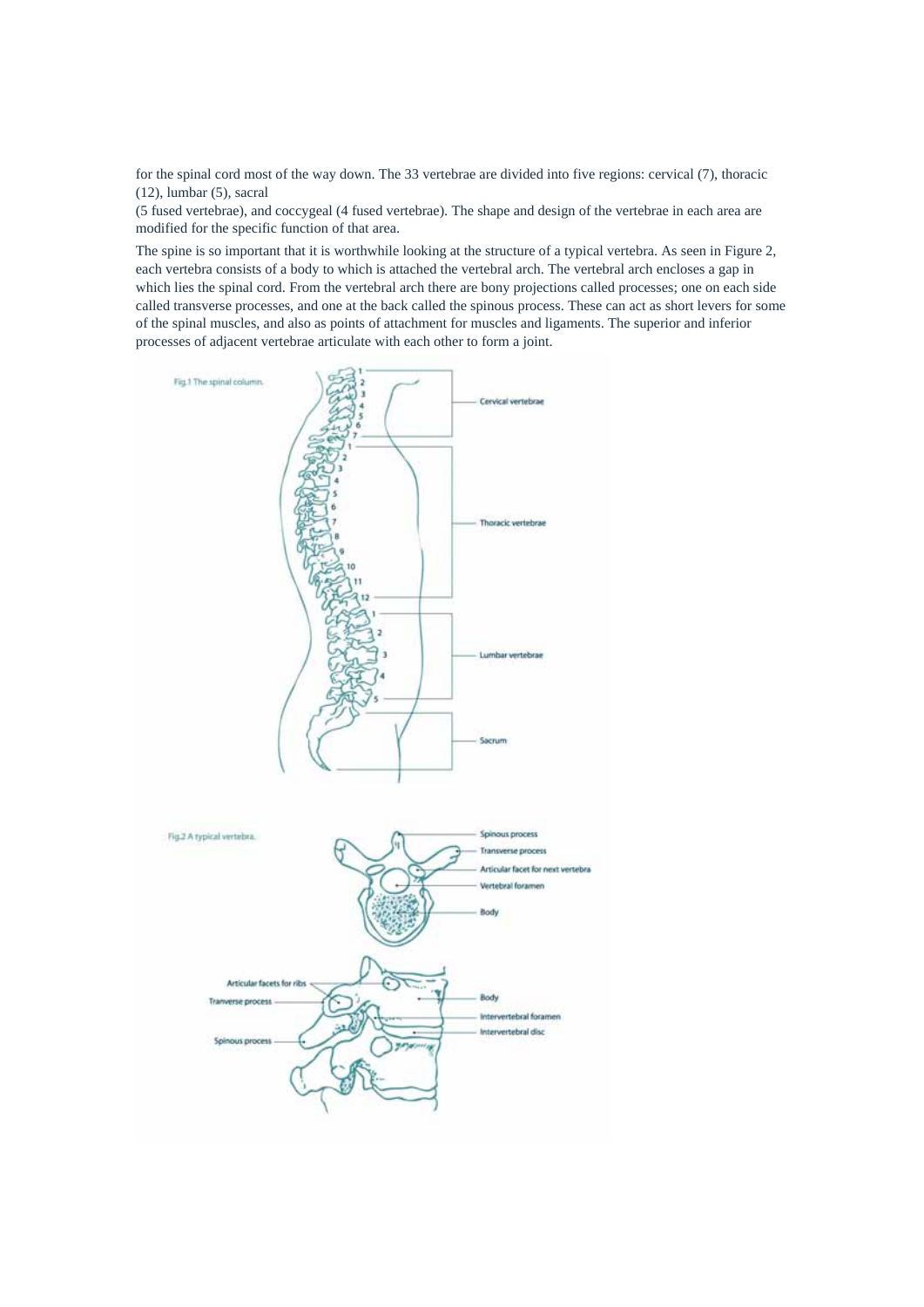for the spinal cord most of the way down. The 33 vertebrae are divided into five regions: cervical (7), thoracic (12), lumbar (5), sacral
(5 fused vertebrae), and coccygeal (4 fused vertebrae). The shape and design of the vertebrae in each area are modified for the specific function of that area.

The spine is so important that it is worthwhile looking at the structure of a typical vertebra. As seen in Figure 2, each vertebra consists of a body to which is attached the vertebral arch. The vertebral arch encloses a gap in which lies the spinal cord. From the vertebral arch there are bony projections called processes; one on each side called transverse processes, and one at the back called the spinous process. These can act as short levers for some of the spinal muscles, and also as points of attachment for muscles and ligaments. The superior and inferior processes of adjacent vertebrae articulate with each other to form a joint.

Fig.1 The spinal column.

Fig.2 A typical vertebra.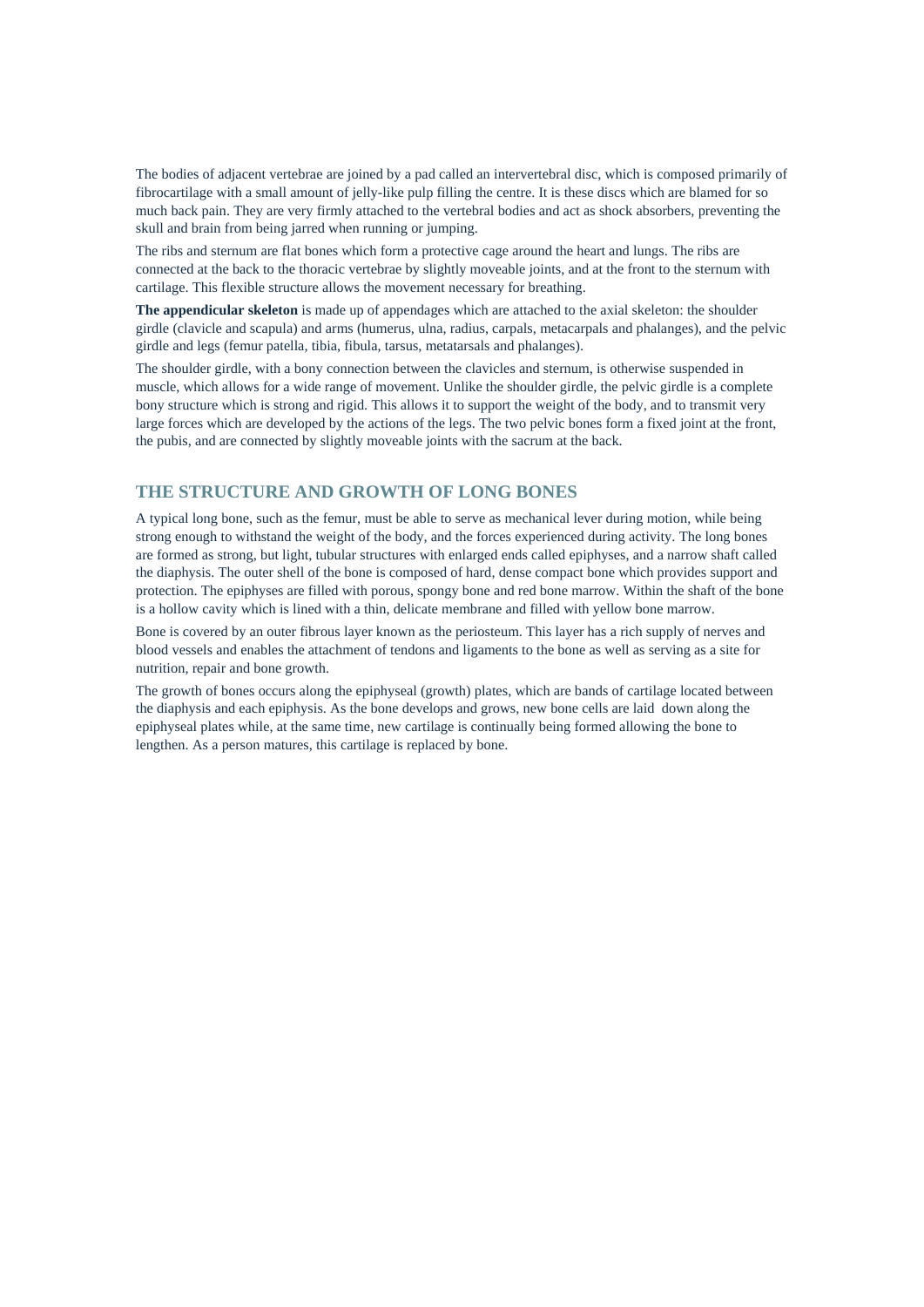The bodies of adjacent vertebrae are joined by a pad called an intervertebral disc, which is composed primarily of fibrocartilage with a small amount of jelly-like pulp filling the centre. It is these discs which are blamed for so much back pain. They are very firmly attached to the vertebral bodies and act as shock absorbers, preventing the skull and brain from being jarred when running or jumping.

The ribs and sternum are flat bones which form a protective cage around the heart and lungs. The ribs are connected at the back to the thoracic vertebrae by slightly moveable joints, and at the front to the sternum with cartilage. This flexible structure allows the movement necessary for breathing.

**The appendicular skeleton** is made up of appendages which are attached to the axial skeleton: the shoulder girdle (clavicle and scapula) and arms (humerus, ulna, radius, carpals, metacarpals and phalanges), and the pelvic girdle and legs (femur patella, tibia, fibula, tarsus, metatarsals and phalanges).

The shoulder girdle, with a bony connection between the clavicles and sternum, is otherwise suspended in muscle, which allows for a wide range of movement. Unlike the shoulder girdle, the pelvic girdle is a complete bony structure which is strong and rigid. This allows it to support the weight of the body, and to transmit very large forces which are developed by the actions of the legs. The two pelvic bones form a fixed joint at the front, the pubis, and are connected by slightly moveable joints with the sacrum at the back.

## THE STRUCTURE AND GROWTH OF LONG BONES

A typical long bone, such as the femur, must be able to serve as mechanical lever during motion, while being strong enough to withstand the weight of the body, and the forces experienced during activity. The long bones are formed as strong, but light, tubular structures with enlarged ends called epiphyses, and a narrow shaft called the diaphysis. The outer shell of the bone is composed of hard, dense compact bone which provides support and protection. The epiphyses are filled with porous, spongy bone and red bone marrow. Within the shaft of the bone is a hollow cavity which is lined with a thin, delicate membrane and filled with yellow bone marrow.

Bone is covered by an outer fibrous layer known as the periosteum. This layer has a rich supply of nerves and blood vessels and enables the attachment of tendons and ligaments to the bone as well as serving as a site for nutrition, repair and bone growth.

The growth of bones occurs along the epiphyseal (growth) plates, which are bands of cartilage located between the diaphysis and each epiphysis. As the bone develops and grows, new bone cells are laid down along the epiphyseal plates while, at the same time, new cartilage is continually being formed allowing the bone to lengthen. As a person matures, this cartilage is replaced by bone.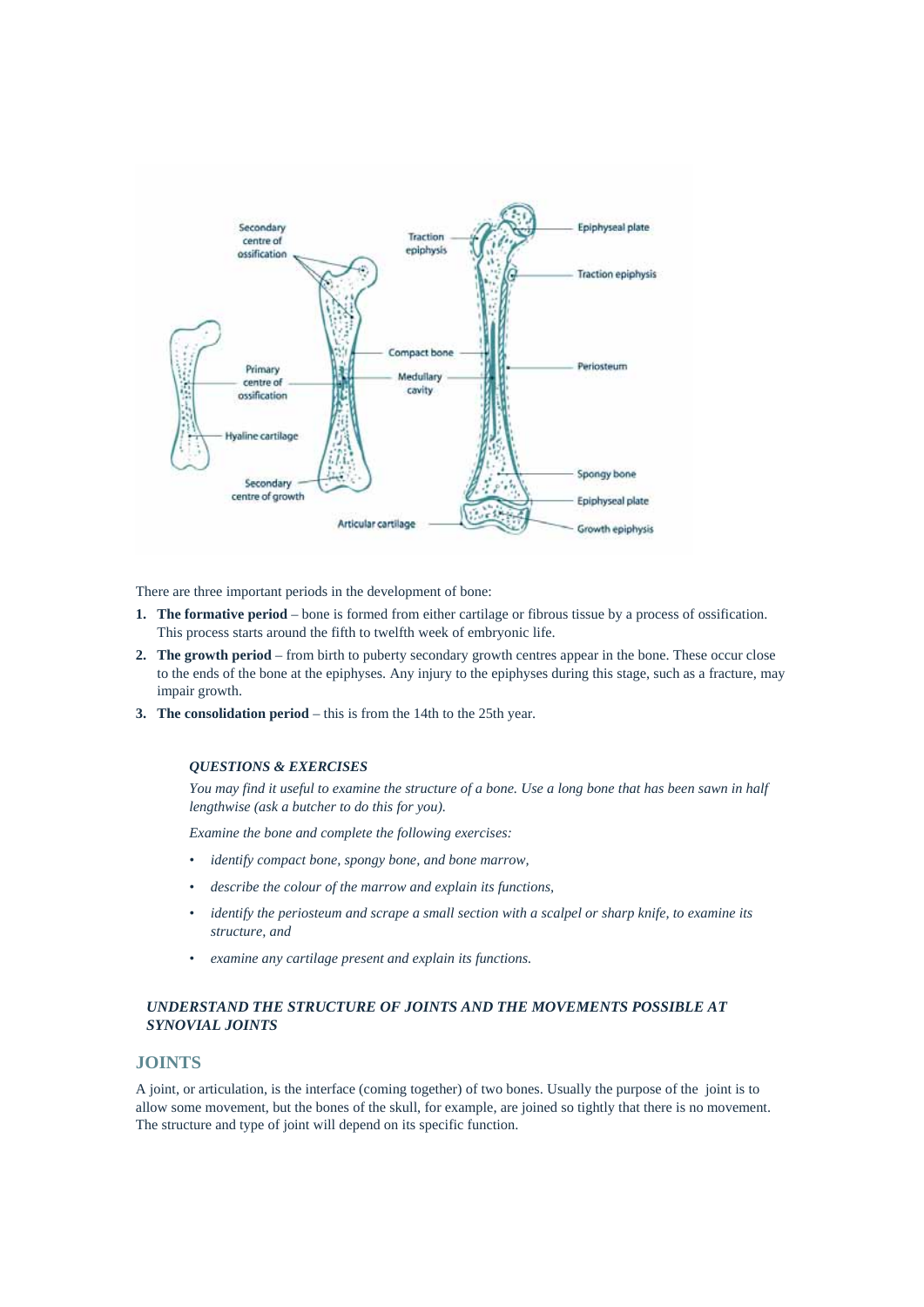There are three important periods in the development of bone:

1. **The formative period** – bone is formed from either cartilage or fibrous tissue by a process of ossification. This process starts around the fifth to twelfth week of embryonic life.
2. **The growth period** – from birth to puberty secondary growth centres appear in the bone. These occur close to the ends of the bone at the epiphyses. Any injury to the epiphyses during this stage, such as a fracture, may impair growth.
3. **The consolidation period** – this is from the 14th to the 25th year.

***QUESTIONS & EXERCISES***

*You may find it useful to examine the structure of a bone. Use a long bone that has been sawn in half lengthwise (ask a butcher to do this for you).*

*Examine the bone and complete the following exercises:*

- *identify compact bone, spongy bone, and bone marrow,*
- *describe the colour of the marrow and explain its functions,*
- *identify the periosteum and scrape a small section with a scalpel or sharp knife, to examine its structure, and*
- *examine any cartilage present and explain its functions.*

***UNDERSTAND THE STRUCTURE OF JOINTS AND THE MOVEMENTS POSSIBLE AT SYNOVIAL JOINTS***

## JOINTS

A joint, or articulation, is the interface (coming together) of two bones. Usually the purpose of the joint is to allow some movement, but the bones of the skull, for example, are joined so tightly that there is no movement. The structure and type of joint will depend on its specific function.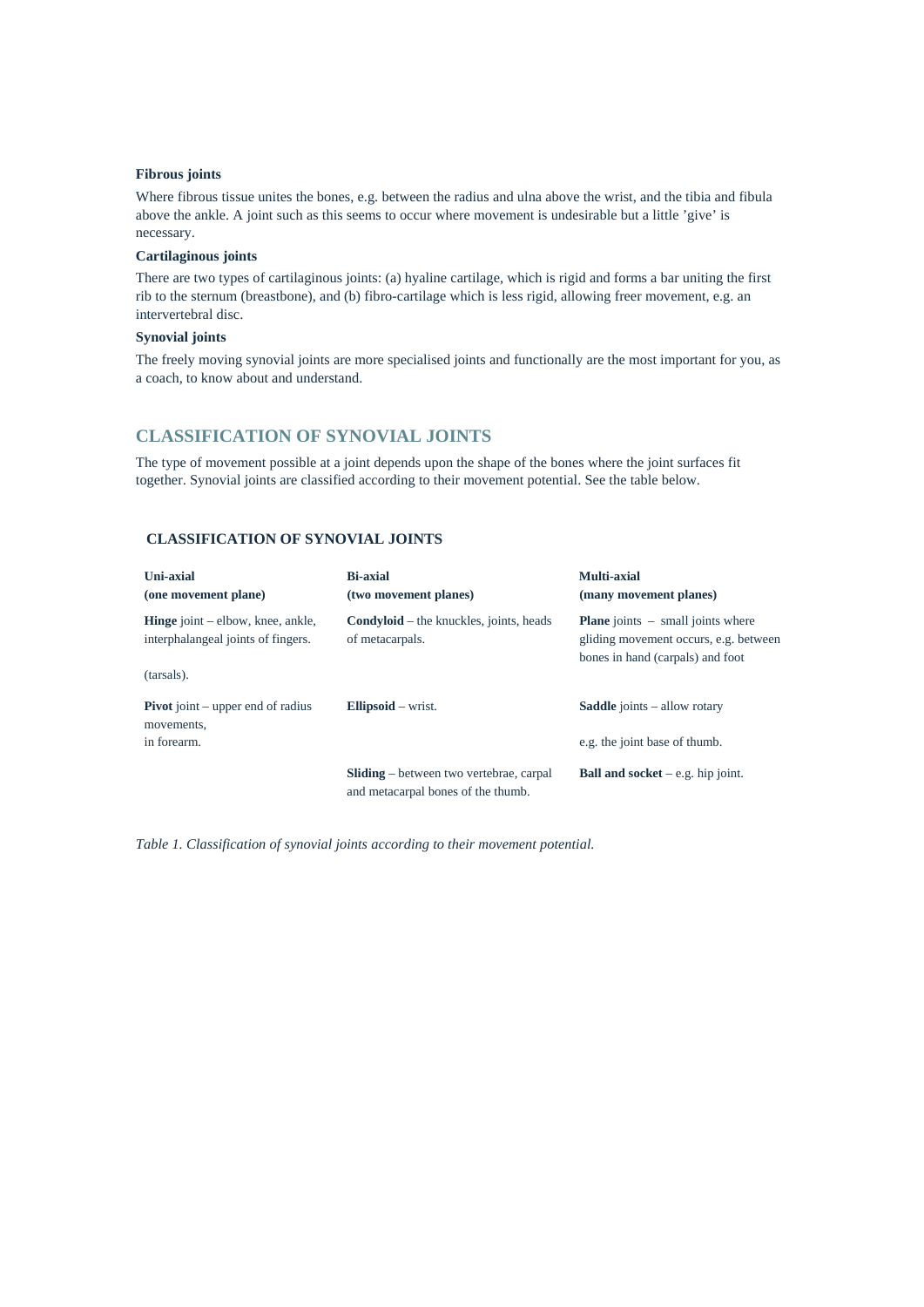### Fibrous joints

Where fibrous tissue unites the bones, e.g. between the radius and ulna above the wrist, and the tibia and fibula above the ankle. A joint such as this seems to occur where movement is undesirable but a little 'give' is necessary.

### Cartilaginous joints

There are two types of cartilaginous joints: (a) hyaline cartilage, which is rigid and forms a bar uniting the first rib to the sternum (breastbone), and (b) fibro-cartilage which is less rigid, allowing freer movement, e.g. an intervertebral disc.

### Synovial joints

The freely moving synovial joints are more specialised joints and functionally are the most important for you, as a coach, to know about and understand.

## CLASSIFICATION OF SYNOVIAL JOINTS

The type of movement possible at a joint depends upon the shape of the bones where the joint surfaces fit together. Synovial joints are classified according to their movement potential. See the table below.

**CLASSIFICATION OF SYNOVIAL JOINTS**

| **Uni-axial (one movement plane)** | **Bi-axial (two movement planes)** | **Multi-axial (many movement planes)** |
|---|---|---|
| **Hinge** joint – elbow, knee, ankle, interphalangeal joints of fingers. (tarsals). | **Condyloid** – the knuckles, joints, heads of metacarpals. | **Plane** joints – small joints where gliding movement occurs, e.g. between bones in hand (carpals) and foot |
| **Pivot** joint – upper end of radius movements, in forearm. | **Ellipsoid** – wrist. | **Saddle** joints – allow rotary e.g. the joint base of thumb. |
| | **Sliding** – between two vertebrae, carpal and metacarpal bones of the thumb. | **Ball and socket** – e.g. hip joint. |

*Table 1. Classification of synovial joints according to their movement potential.*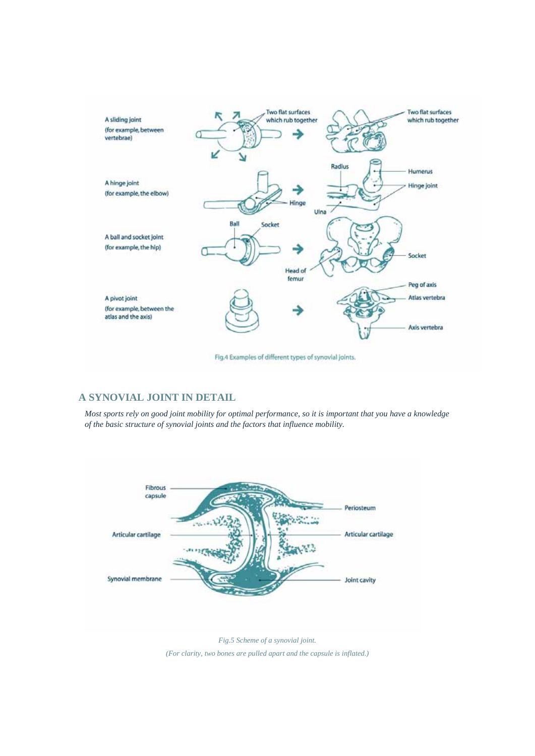A sliding joint (for example, between vertebrae)

Two flat surfaces which rub together

Two flat surfaces which rub together

A hinge joint (for example, the elbow)

Radius

Humerus

Hinge joint

Hinge

Ulna

A ball and socket joint (for example, the hip)

Ball

Socket

Socket

Head of femur

A pivot joint (for example, between the atlas and the axis)

Peg of axis

Atlas vertebra

Axis vertebra

Fig.4 Examples of different types of synovial joints.

## A SYNOVIAL JOINT IN DETAIL

*Most sports rely on good joint mobility for optimal performance, so it is important that you have a knowledge of the basic structure of synovial joints and the factors that influence mobility.*

Fibrous capsule

Periosteum

Articular cartilage

Articular cartilage

Synovial membrane

Joint cavity

*Fig.5 Scheme of a synovial joint.*

*(For clarity, two bones are pulled apart and the capsule is inflated.)*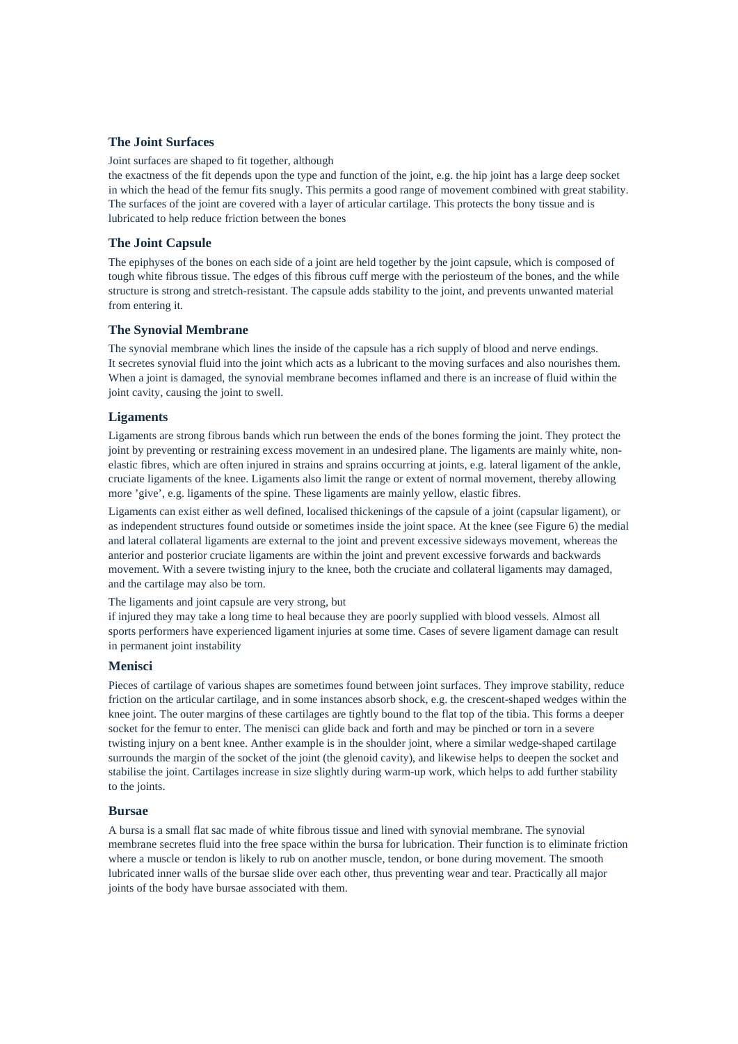### The Joint Surfaces

Joint surfaces are shaped to fit together, although
the exactness of the fit depends upon the type and function of the joint, e.g. the hip joint has a large deep socket in which the head of the femur fits snugly. This permits a good range of movement combined with great stability. The surfaces of the joint are covered with a layer of articular cartilage. This protects the bony tissue and is lubricated to help reduce friction between the bones

### The Joint Capsule

The epiphyses of the bones on each side of a joint are held together by the joint capsule, which is composed of tough white fibrous tissue. The edges of this fibrous cuff merge with the periosteum of the bones, and the while structure is strong and stretch-resistant. The capsule adds stability to the joint, and prevents unwanted material from entering it.

### The Synovial Membrane

The synovial membrane which lines the inside of the capsule has a rich supply of blood and nerve endings.
It secretes synovial fluid into the joint which acts as a lubricant to the moving surfaces and also nourishes them. When a joint is damaged, the synovial membrane becomes inflamed and there is an increase of fluid within the joint cavity, causing the joint to swell.

### Ligaments

Ligaments are strong fibrous bands which run between the ends of the bones forming the joint. They protect the joint by preventing or restraining excess movement in an undesired plane. The ligaments are mainly white, non-elastic fibres, which are often injured in strains and sprains occurring at joints, e.g. lateral ligament of the ankle, cruciate ligaments of the knee. Ligaments also limit the range or extent of normal movement, thereby allowing more 'give', e.g. ligaments of the spine. These ligaments are mainly yellow, elastic fibres.

Ligaments can exist either as well defined, localised thickenings of the capsule of a joint (capsular ligament), or as independent structures found outside or sometimes inside the joint space. At the knee (see Figure 6) the medial and lateral collateral ligaments are external to the joint and prevent excessive sideways movement, whereas the anterior and posterior cruciate ligaments are within the joint and prevent excessive forwards and backwards movement. With a severe twisting injury to the knee, both the cruciate and collateral ligaments may damaged, and the cartilage may also be torn.

The ligaments and joint capsule are very strong, but
if injured they may take a long time to heal because they are poorly supplied with blood vessels. Almost all sports performers have experienced ligament injuries at some time. Cases of severe ligament damage can result in permanent joint instability

### Menisci

Pieces of cartilage of various shapes are sometimes found between joint surfaces. They improve stability, reduce friction on the articular cartilage, and in some instances absorb shock, e.g. the crescent-shaped wedges within the knee joint. The outer margins of these cartilages are tightly bound to the flat top of the tibia. This forms a deeper socket for the femur to enter. The menisci can glide back and forth and may be pinched or torn in a severe twisting injury on a bent knee. Anther example is in the shoulder joint, where a similar wedge-shaped cartilage surrounds the margin of the socket of the joint (the glenoid cavity), and likewise helps to deepen the socket and stabilise the joint. Cartilages increase in size slightly during warm-up work, which helps to add further stability to the joints.

### Bursae

A bursa is a small flat sac made of white fibrous tissue and lined with synovial membrane. The synovial membrane secretes fluid into the free space within the bursa for lubrication. Their function is to eliminate friction where a muscle or tendon is likely to rub on another muscle, tendon, or bone during movement. The smooth lubricated inner walls of the bursae slide over each other, thus preventing wear and tear. Practically all major joints of the body have bursae associated with them.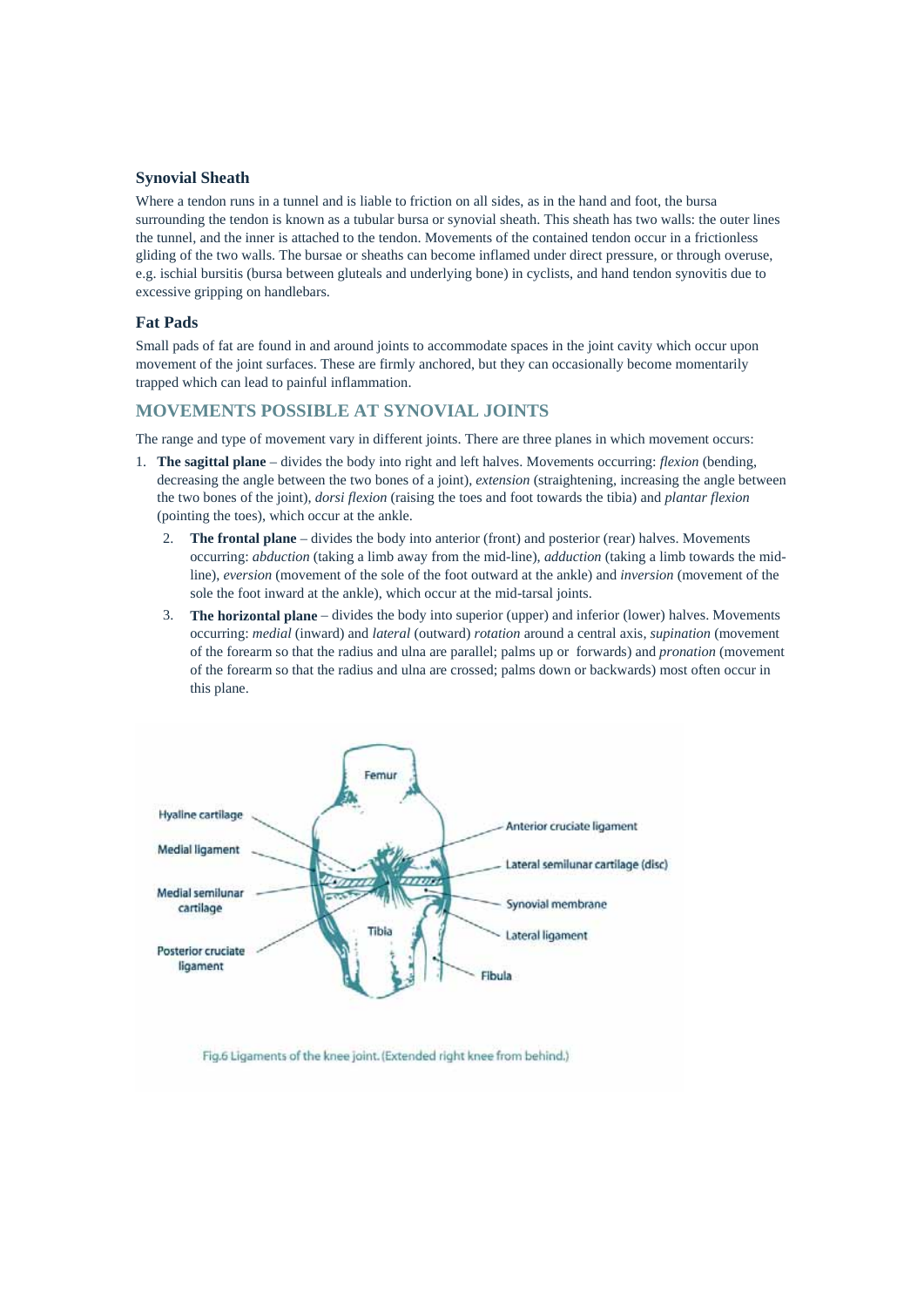### Synovial Sheath

Where a tendon runs in a tunnel and is liable to friction on all sides, as in the hand and foot, the bursa surrounding the tendon is known as a tubular bursa or synovial sheath. This sheath has two walls: the outer lines the tunnel, and the inner is attached to the tendon. Movements of the contained tendon occur in a frictionless gliding of the two walls. The bursae or sheaths can become inflamed under direct pressure, or through overuse, e.g. ischial bursitis (bursa between gluteals and underlying bone) in cyclists, and hand tendon synovitis due to excessive gripping on handlebars.

### Fat Pads

Small pads of fat are found in and around joints to accommodate spaces in the joint cavity which occur upon movement of the joint surfaces. These are firmly anchored, but they can occasionally become momentarily trapped which can lead to painful inflammation.

## MOVEMENTS POSSIBLE AT SYNOVIAL JOINTS

The range and type of movement vary in different joints. There are three planes in which movement occurs:

1. **The sagittal plane** – divides the body into right and left halves. Movements occurring: *flexion* (bending, decreasing the angle between the two bones of a joint), *extension* (straightening, increasing the angle between the two bones of the joint), *dorsi flexion* (raising the toes and foot towards the tibia) and *plantar flexion* (pointing the toes), which occur at the ankle.
2. **The frontal plane** – divides the body into anterior (front) and posterior (rear) halves. Movements occurring: *abduction* (taking a limb away from the mid-line), *adduction* (taking a limb towards the mid-line), *eversion* (movement of the sole of the foot outward at the ankle) and *inversion* (movement of the sole the foot inward at the ankle), which occur at the mid-tarsal joints.
3. **The horizontal plane** – divides the body into superior (upper) and inferior (lower) halves. Movements occurring: *medial* (inward) and *lateral* (outward) *rotation* around a central axis, *supination* (movement of the forearm so that the radius and ulna are parallel; palms up or forwards) and *pronation* (movement of the forearm so that the radius and ulna are crossed; palms down or backwards) most often occur in this plane.

Fig.6 Ligaments of the knee joint. (Extended right knee from behind.)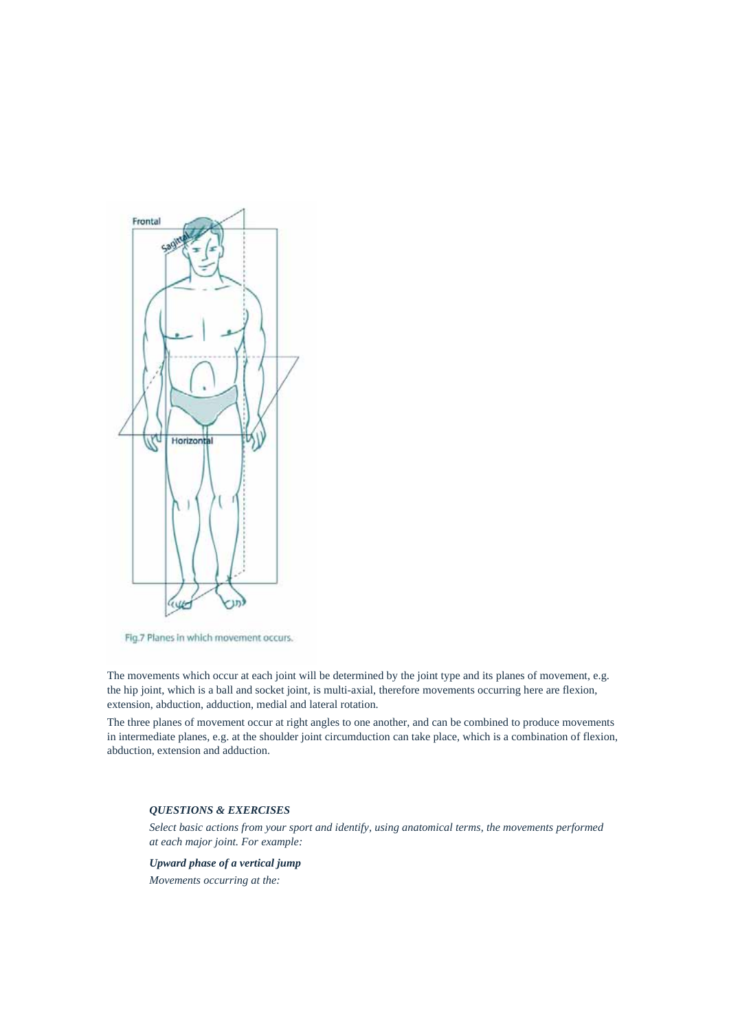Frontal

Sagittal

Horizontal

Fig.7 Planes in which movement occurs.

The movements which occur at each joint will be determined by the joint type and its planes of movement, e.g. the hip joint, which is a ball and socket joint, is multi-axial, therefore movements occurring here are flexion, extension, abduction, adduction, medial and lateral rotation.

The three planes of movement occur at right angles to one another, and can be combined to produce movements in intermediate planes, e.g. at the shoulder joint circumduction can take place, which is a combination of flexion, abduction, extension and adduction.

***QUESTIONS & EXERCISES***

*Select basic actions from your sport and identify, using anatomical terms, the movements performed at each major joint. For example:*

***Upward phase of a vertical jump***

*Movements occurring at the:*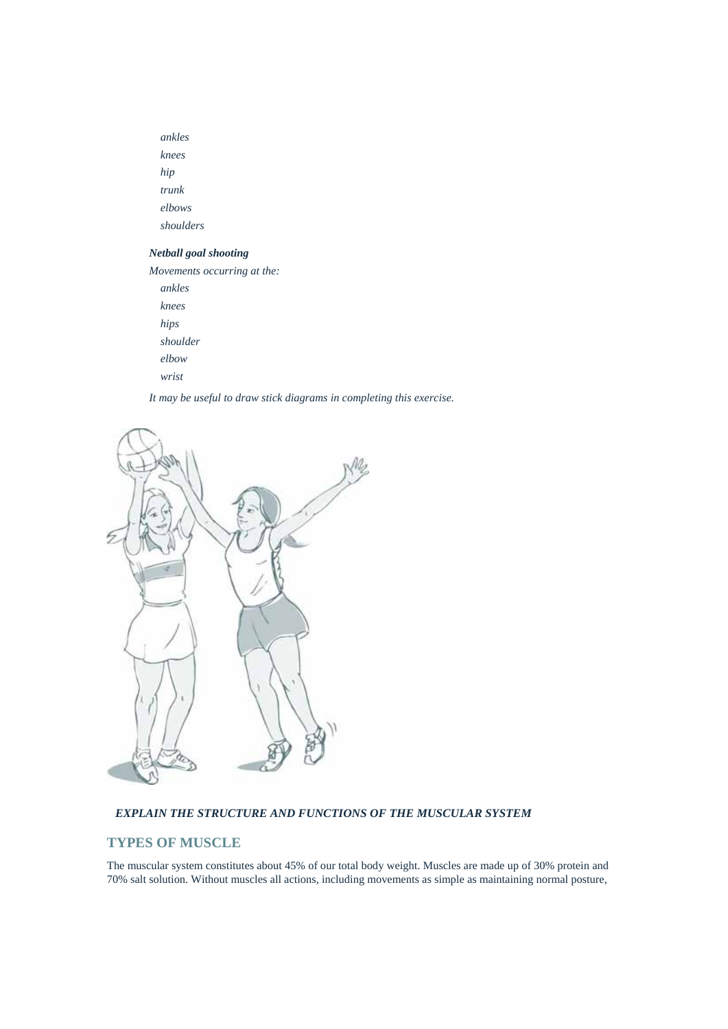*ankles*
*knees*
*hip*
*trunk*
*elbows*
*shoulders*

***Netball goal shooting***

*Movements occurring at the:*

*ankles*
*knees*
*hips*
*shoulder*
*elbow*
*wrist*

*It may be useful to draw stick diagrams in completing this exercise.*

***EXPLAIN THE STRUCTURE AND FUNCTIONS OF THE MUSCULAR SYSTEM***

## TYPES OF MUSCLE

The muscular system constitutes about 45% of our total body weight. Muscles are made up of 30% protein and 70% salt solution. Without muscles all actions, including movements as simple as maintaining normal posture,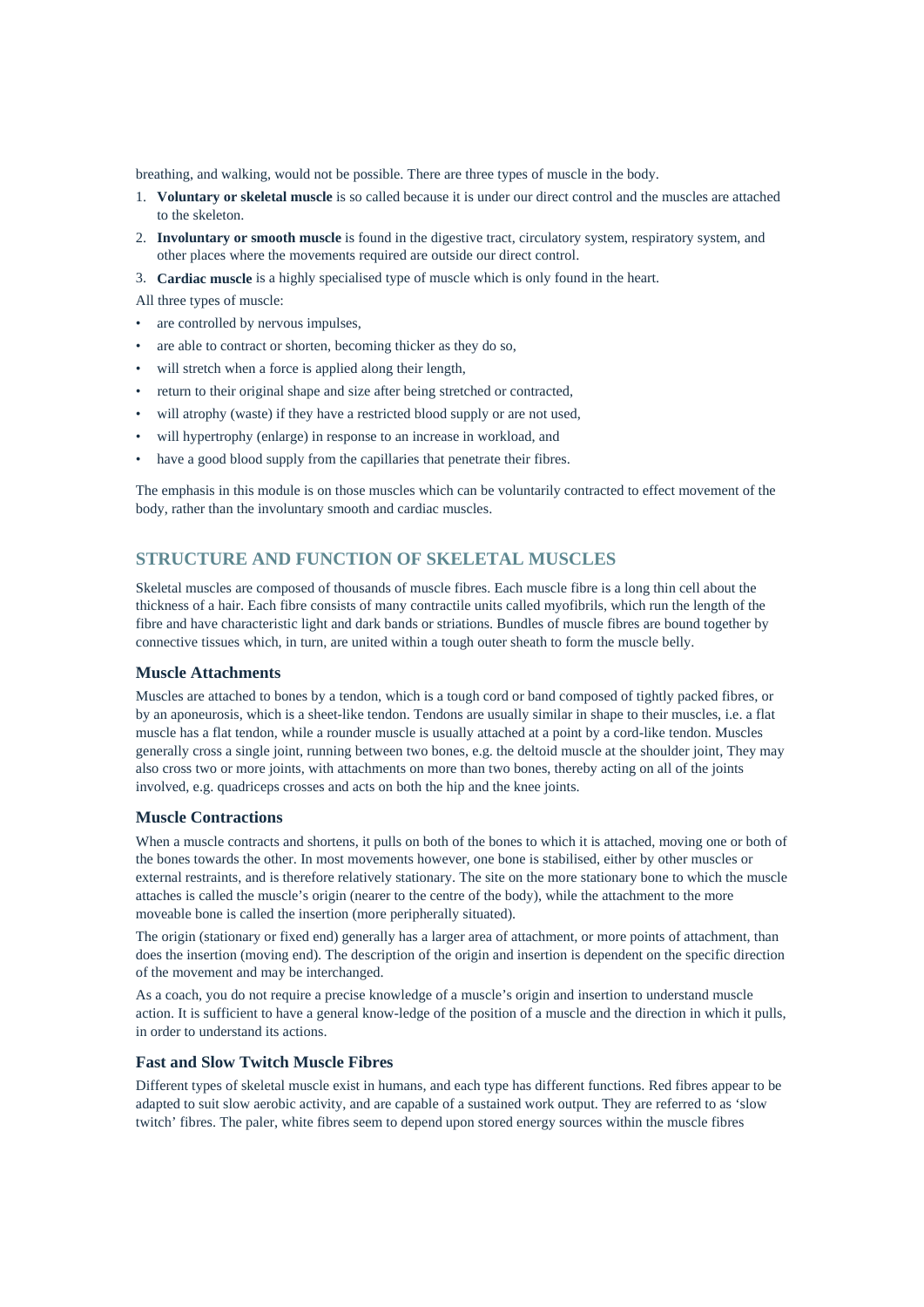breathing, and walking, would not be possible. There are three types of muscle in the body.

1. **Voluntary or skeletal muscle** is so called because it is under our direct control and the muscles are attached to the skeleton.
2. **Involuntary or smooth muscle** is found in the digestive tract, circulatory system, respiratory system, and other places where the movements required are outside our direct control.
3. **Cardiac muscle** is a highly specialised type of muscle which is only found in the heart.

All three types of muscle:

- are controlled by nervous impulses,
- are able to contract or shorten, becoming thicker as they do so,
- will stretch when a force is applied along their length,
- return to their original shape and size after being stretched or contracted,
- will atrophy (waste) if they have a restricted blood supply or are not used,
- will hypertrophy (enlarge) in response to an increase in workload, and
- have a good blood supply from the capillaries that penetrate their fibres.

The emphasis in this module is on those muscles which can be voluntarily contracted to effect movement of the body, rather than the involuntary smooth and cardiac muscles.

## STRUCTURE AND FUNCTION OF SKELETAL MUSCLES

Skeletal muscles are composed of thousands of muscle fibres. Each muscle fibre is a long thin cell about the thickness of a hair. Each fibre consists of many contractile units called myofibrils, which run the length of the fibre and have characteristic light and dark bands or striations. Bundles of muscle fibres are bound together by connective tissues which, in turn, are united within a tough outer sheath to form the muscle belly.

### Muscle Attachments

Muscles are attached to bones by a tendon, which is a tough cord or band composed of tightly packed fibres, or by an aponeurosis, which is a sheet-like tendon. Tendons are usually similar in shape to their muscles, i.e. a flat muscle has a flat tendon, while a rounder muscle is usually attached at a point by a cord-like tendon. Muscles generally cross a single joint, running between two bones, e.g. the deltoid muscle at the shoulder joint, They may also cross two or more joints, with attachments on more than two bones, thereby acting on all of the joints involved, e.g. quadriceps crosses and acts on both the hip and the knee joints.

### Muscle Contractions

When a muscle contracts and shortens, it pulls on both of the bones to which it is attached, moving one or both of the bones towards the other. In most movements however, one bone is stabilised, either by other muscles or external restraints, and is therefore relatively stationary. The site on the more stationary bone to which the muscle attaches is called the muscle's origin (nearer to the centre of the body), while the attachment to the more moveable bone is called the insertion (more peripherally situated).

The origin (stationary or fixed end) generally has a larger area of attachment, or more points of attachment, than does the insertion (moving end). The description of the origin and insertion is dependent on the specific direction of the movement and may be interchanged.

As a coach, you do not require a precise knowledge of a muscle's origin and insertion to understand muscle action. It is sufficient to have a general know-ledge of the position of a muscle and the direction in which it pulls, in order to understand its actions.

### Fast and Slow Twitch Muscle Fibres

Different types of skeletal muscle exist in humans, and each type has different functions. Red fibres appear to be adapted to suit slow aerobic activity, and are capable of a sustained work output. They are referred to as 'slow twitch' fibres. The paler, white fibres seem to depend upon stored energy sources within the muscle fibres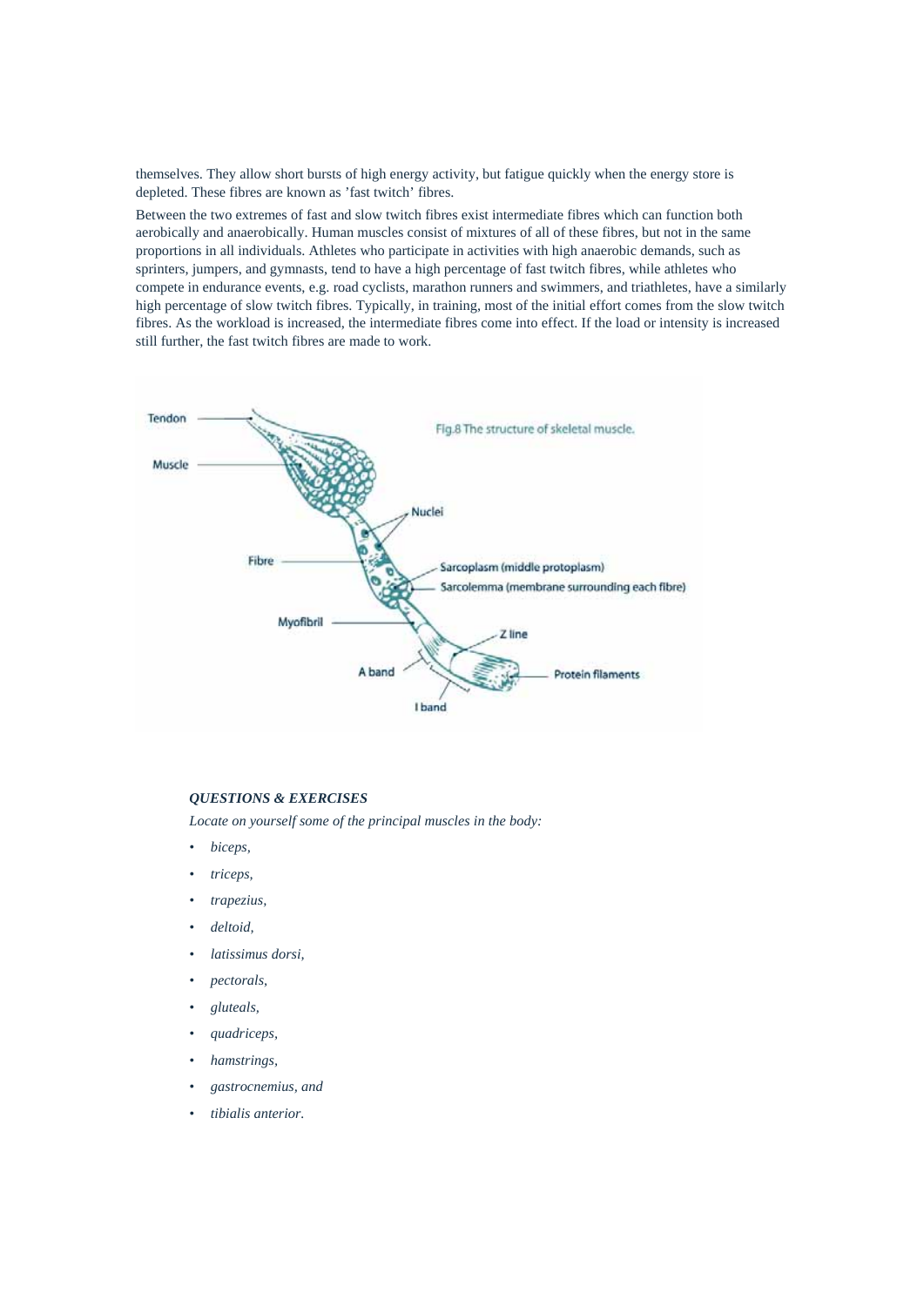themselves. They allow short bursts of high energy activity, but fatigue quickly when the energy store is depleted. These fibres are known as 'fast twitch' fibres.

Between the two extremes of fast and slow twitch fibres exist intermediate fibres which can function both aerobically and anaerobically. Human muscles consist of mixtures of all of these fibres, but not in the same proportions in all individuals. Athletes who participate in activities with high anaerobic demands, such as sprinters, jumpers, and gymnasts, tend to have a high percentage of fast twitch fibres, while athletes who compete in endurance events, e.g. road cyclists, marathon runners and swimmers, and triathletes, have a similarly high percentage of slow twitch fibres. Typically, in training, most of the initial effort comes from the slow twitch fibres. As the workload is increased, the intermediate fibres come into effect. If the load or intensity is increased still further, the fast twitch fibres are made to work.

Fig.8 The structure of skeletal muscle.

Tendon, Muscle, Nuclei, Fibre, Sarcoplasm (middle protoplasm), Sarcolemma (membrane surrounding each fibre), Myofibril, Z line, A band, Protein filaments, I band

***QUESTIONS & EXERCISES***

*Locate on yourself some of the principal muscles in the body:*

- *biceps,*
- *triceps,*
- *trapezius,*
- *deltoid,*
- *latissimus dorsi,*
- *pectorals,*
- *gluteals,*
- *quadriceps,*
- *hamstrings,*
- *gastrocnemius, and*
- *tibialis anterior.*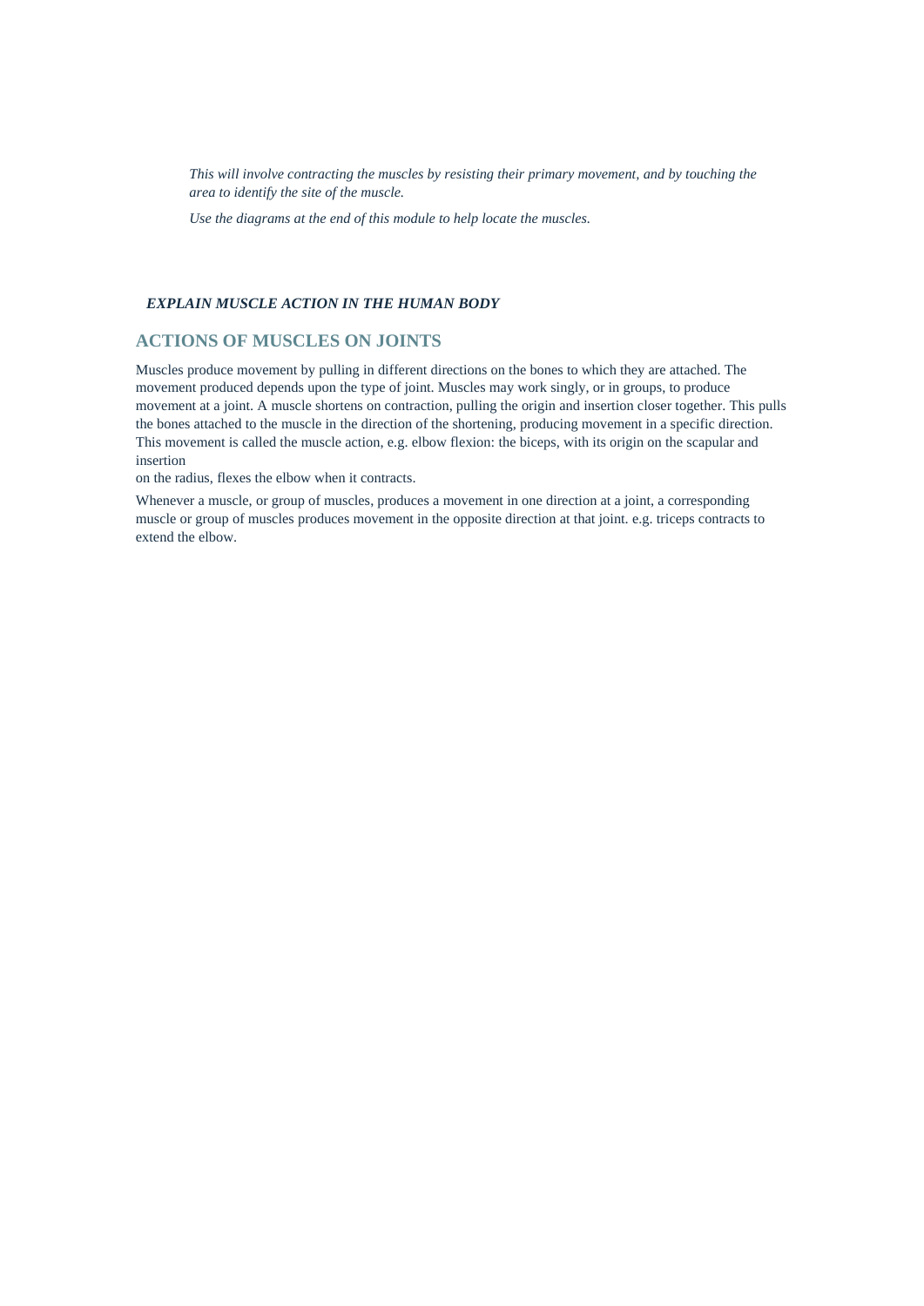*This will involve contracting the muscles by resisting their primary movement, and by touching the area to identify the site of the muscle.*

*Use the diagrams at the end of this module to help locate the muscles.*

***EXPLAIN MUSCLE ACTION IN THE HUMAN BODY***

## ACTIONS OF MUSCLES ON JOINTS

Muscles produce movement by pulling in different directions on the bones to which they are attached. The movement produced depends upon the type of joint. Muscles may work singly, or in groups, to produce movement at a joint. A muscle shortens on contraction, pulling the origin and insertion closer together. This pulls the bones attached to the muscle in the direction of the shortening, producing movement in a specific direction. This movement is called the muscle action, e.g. elbow flexion: the biceps, with its origin on the scapular and insertion
on the radius, flexes the elbow when it contracts.

Whenever a muscle, or group of muscles, produces a movement in one direction at a joint, a corresponding muscle or group of muscles produces movement in the opposite direction at that joint. e.g. triceps contracts to extend the elbow.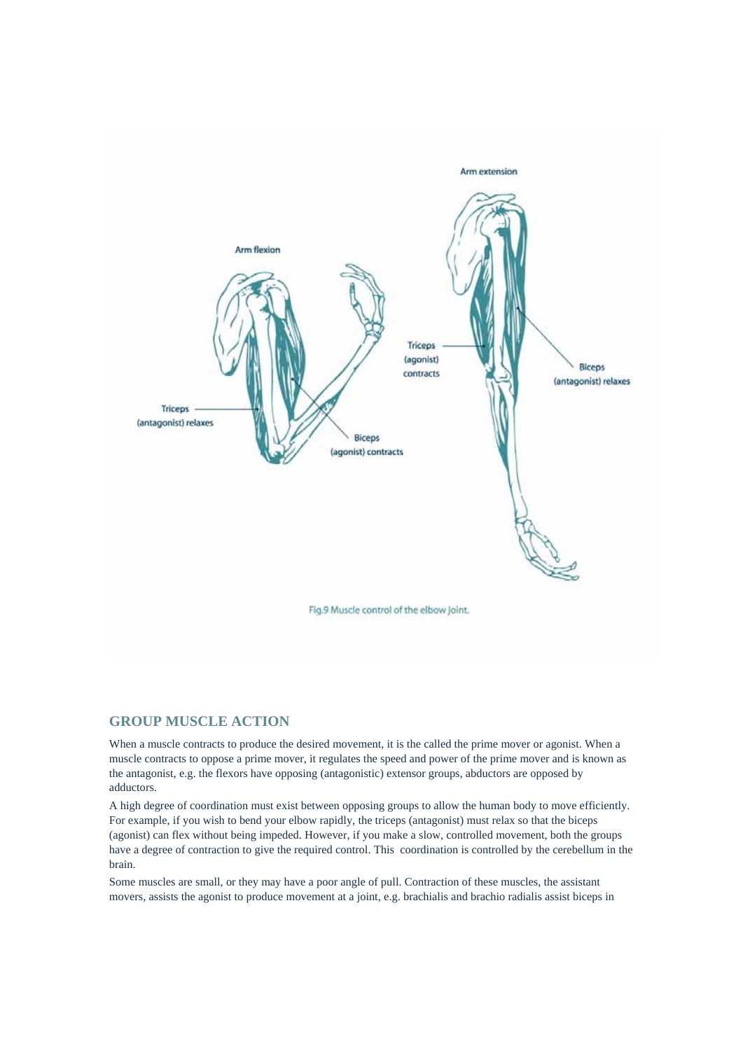Arm extension

Arm flexion

Triceps (agonist) contracts

Biceps (antagonist) relaxes

Triceps (antagonist) relaxes

Biceps (agonist) contracts

Fig.9 Muscle control of the elbow joint.

## GROUP MUSCLE ACTION

When a muscle contracts to produce the desired movement, it is the called the prime mover or agonist. When a muscle contracts to oppose a prime mover, it regulates the speed and power of the prime mover and is known as the antagonist, e.g. the flexors have opposing (antagonistic) extensor groups, abductors are opposed by adductors.

A high degree of coordination must exist between opposing groups to allow the human body to move efficiently. For example, if you wish to bend your elbow rapidly, the triceps (antagonist) must relax so that the biceps (agonist) can flex without being impeded. However, if you make a slow, controlled movement, both the groups have a degree of contraction to give the required control. This coordination is controlled by the cerebellum in the brain.

Some muscles are small, or they may have a poor angle of pull. Contraction of these muscles, the assistant movers, assists the agonist to produce movement at a joint, e.g. brachialis and brachio radialis assist biceps in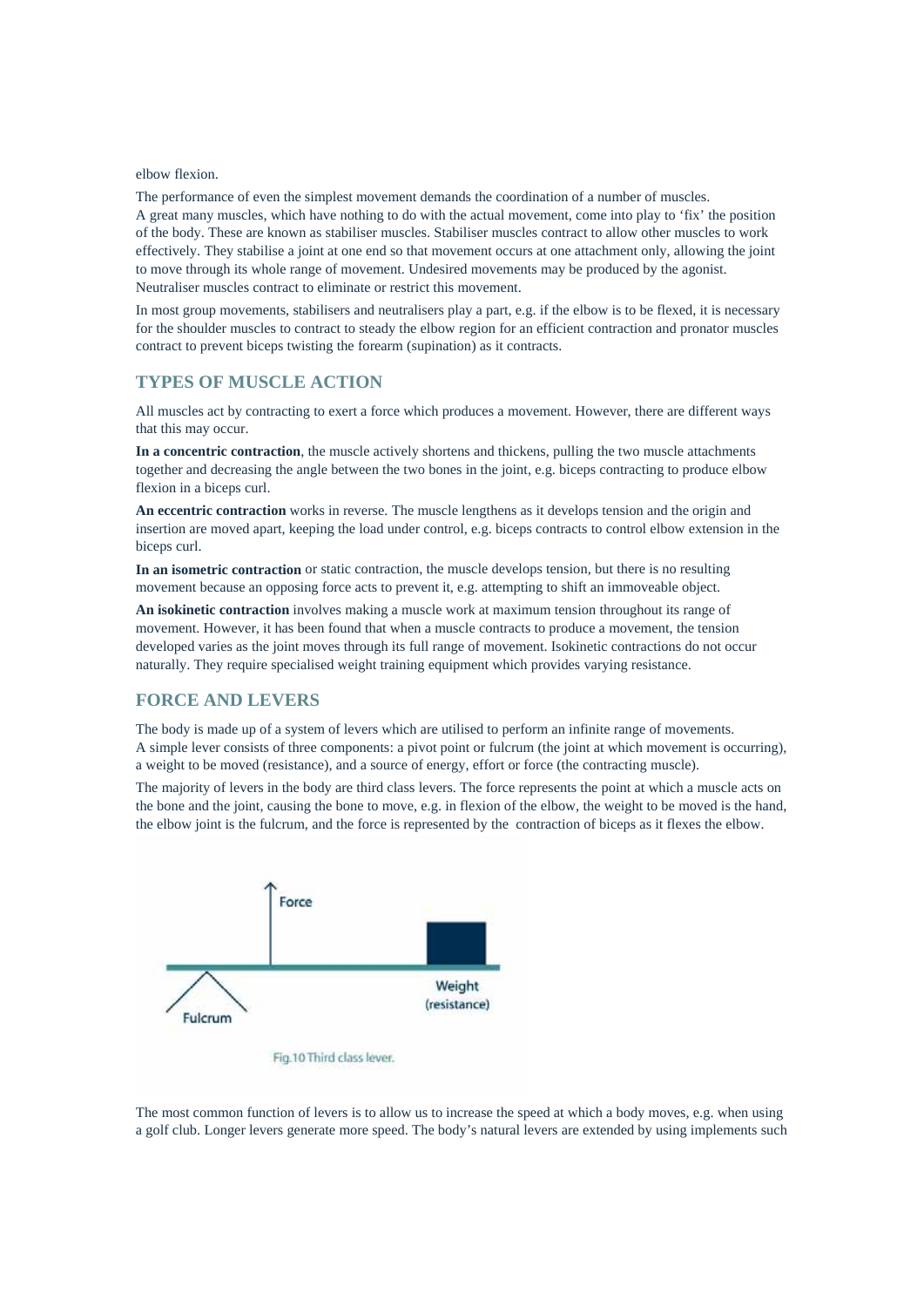elbow flexion.

The performance of even the simplest movement demands the coordination of a number of muscles. A great many muscles, which have nothing to do with the actual movement, come into play to 'fix' the position of the body. These are known as stabiliser muscles. Stabiliser muscles contract to allow other muscles to work effectively. They stabilise a joint at one end so that movement occurs at one attachment only, allowing the joint to move through its whole range of movement. Undesired movements may be produced by the agonist. Neutraliser muscles contract to eliminate or restrict this movement.

In most group movements, stabilisers and neutralisers play a part, e.g. if the elbow is to be flexed, it is necessary for the shoulder muscles to contract to steady the elbow region for an efficient contraction and pronator muscles contract to prevent biceps twisting the forearm (supination) as it contracts.

## TYPES OF MUSCLE ACTION

All muscles act by contracting to exert a force which produces a movement. However, there are different ways that this may occur.

**In a concentric contraction**, the muscle actively shortens and thickens, pulling the two muscle attachments together and decreasing the angle between the two bones in the joint, e.g. biceps contracting to produce elbow flexion in a biceps curl.

**An eccentric contraction** works in reverse. The muscle lengthens as it develops tension and the origin and insertion are moved apart, keeping the load under control, e.g. biceps contracts to control elbow extension in the biceps curl.

**In an isometric contraction** or static contraction, the muscle develops tension, but there is no resulting movement because an opposing force acts to prevent it, e.g. attempting to shift an immoveable object.

**An isokinetic contraction** involves making a muscle work at maximum tension throughout its range of movement. However, it has been found that when a muscle contracts to produce a movement, the tension developed varies as the joint moves through its full range of movement. Isokinetic contractions do not occur naturally. They require specialised weight training equipment which provides varying resistance.

## FORCE AND LEVERS

The body is made up of a system of levers which are utilised to perform an infinite range of movements. A simple lever consists of three components: a pivot point or fulcrum (the joint at which movement is occurring), a weight to be moved (resistance), and a source of energy, effort or force (the contracting muscle).

The majority of levers in the body are third class levers. The force represents the point at which a muscle acts on the bone and the joint, causing the bone to move, e.g. in flexion of the elbow, the weight to be moved is the hand, the elbow joint is the fulcrum, and the force is represented by the contraction of biceps as it flexes the elbow.

Fig.10 Third class lever.

The most common function of levers is to allow us to increase the speed at which a body moves, e.g. when using a golf club. Longer levers generate more speed. The body's natural levers are extended by using implements such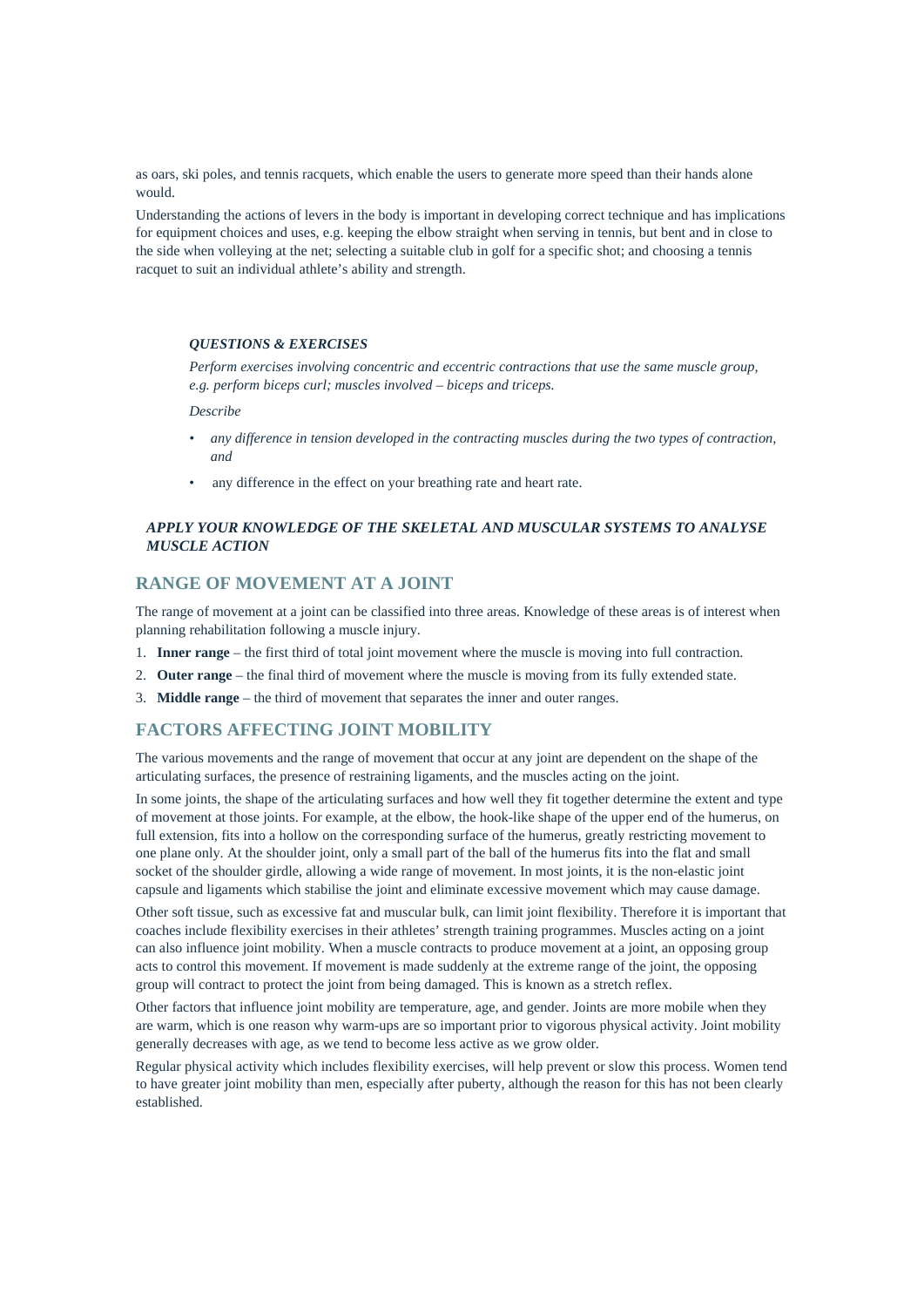as oars, ski poles, and tennis racquets, which enable the users to generate more speed than their hands alone would.

Understanding the actions of levers in the body is important in developing correct technique and has implications for equipment choices and uses, e.g. keeping the elbow straight when serving in tennis, but bent and in close to the side when volleying at the net; selecting a suitable club in golf for a specific shot; and choosing a tennis racquet to suit an individual athlete's ability and strength.

***QUESTIONS & EXERCISES***

*Perform exercises involving concentric and eccentric contractions that use the same muscle group, e.g. perform biceps curl; muscles involved – biceps and triceps.*

*Describe*

- *any difference in tension developed in the contracting muscles during the two types of contraction, and*
- any difference in the effect on your breathing rate and heart rate.

***APPLY YOUR KNOWLEDGE OF THE SKELETAL AND MUSCULAR SYSTEMS TO ANALYSE MUSCLE ACTION***

## RANGE OF MOVEMENT AT A JOINT

The range of movement at a joint can be classified into three areas. Knowledge of these areas is of interest when planning rehabilitation following a muscle injury.

1. **Inner range** – the first third of total joint movement where the muscle is moving into full contraction.
2. **Outer range** – the final third of movement where the muscle is moving from its fully extended state.
3. **Middle range** – the third of movement that separates the inner and outer ranges.

## FACTORS AFFECTING JOINT MOBILITY

The various movements and the range of movement that occur at any joint are dependent on the shape of the articulating surfaces, the presence of restraining ligaments, and the muscles acting on the joint.

In some joints, the shape of the articulating surfaces and how well they fit together determine the extent and type of movement at those joints. For example, at the elbow, the hook-like shape of the upper end of the humerus, on full extension, fits into a hollow on the corresponding surface of the humerus, greatly restricting movement to one plane only. At the shoulder joint, only a small part of the ball of the humerus fits into the flat and small socket of the shoulder girdle, allowing a wide range of movement. In most joints, it is the non-elastic joint capsule and ligaments which stabilise the joint and eliminate excessive movement which may cause damage.

Other soft tissue, such as excessive fat and muscular bulk, can limit joint flexibility. Therefore it is important that coaches include flexibility exercises in their athletes' strength training programmes. Muscles acting on a joint can also influence joint mobility. When a muscle contracts to produce movement at a joint, an opposing group acts to control this movement. If movement is made suddenly at the extreme range of the joint, the opposing group will contract to protect the joint from being damaged. This is known as a stretch reflex.

Other factors that influence joint mobility are temperature, age, and gender. Joints are more mobile when they are warm, which is one reason why warm-ups are so important prior to vigorous physical activity. Joint mobility generally decreases with age, as we tend to become less active as we grow older.

Regular physical activity which includes flexibility exercises, will help prevent or slow this process. Women tend to have greater joint mobility than men, especially after puberty, although the reason for this has not been clearly established.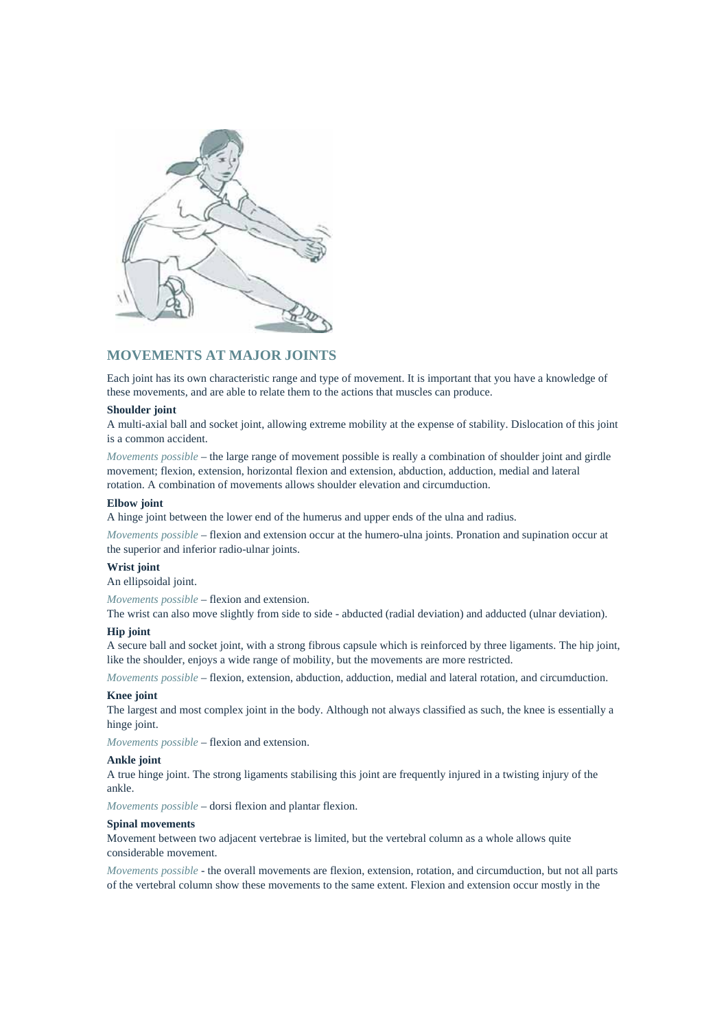## MOVEMENTS AT MAJOR JOINTS

Each joint has its own characteristic range and type of movement. It is important that you have a knowledge of these movements, and are able to relate them to the actions that muscles can produce.

**Shoulder joint**

A multi-axial ball and socket joint, allowing extreme mobility at the expense of stability. Dislocation of this joint is a common accident.

*Movements possible* – the large range of movement possible is really a combination of shoulder joint and girdle movement; flexion, extension, horizontal flexion and extension, abduction, adduction, medial and lateral rotation. A combination of movements allows shoulder elevation and circumduction.

**Elbow joint**

A hinge joint between the lower end of the humerus and upper ends of the ulna and radius.

*Movements possible* – flexion and extension occur at the humero-ulna joints. Pronation and supination occur at the superior and inferior radio-ulnar joints.

**Wrist joint**

An ellipsoidal joint.

*Movements possible* – flexion and extension.

The wrist can also move slightly from side to side - abducted (radial deviation) and adducted (ulnar deviation).

**Hip joint**

A secure ball and socket joint, with a strong fibrous capsule which is reinforced by three ligaments. The hip joint, like the shoulder, enjoys a wide range of mobility, but the movements are more restricted.

*Movements possible* – flexion, extension, abduction, adduction, medial and lateral rotation, and circumduction.

**Knee joint**

The largest and most complex joint in the body. Although not always classified as such, the knee is essentially a hinge joint.

*Movements possible* – flexion and extension.

**Ankle joint**

A true hinge joint. The strong ligaments stabilising this joint are frequently injured in a twisting injury of the ankle.

*Movements possible* – dorsi flexion and plantar flexion.

**Spinal movements**

Movement between two adjacent vertebrae is limited, but the vertebral column as a whole allows quite considerable movement.

*Movements possible* - the overall movements are flexion, extension, rotation, and circumduction, but not all parts of the vertebral column show these movements to the same extent. Flexion and extension occur mostly in the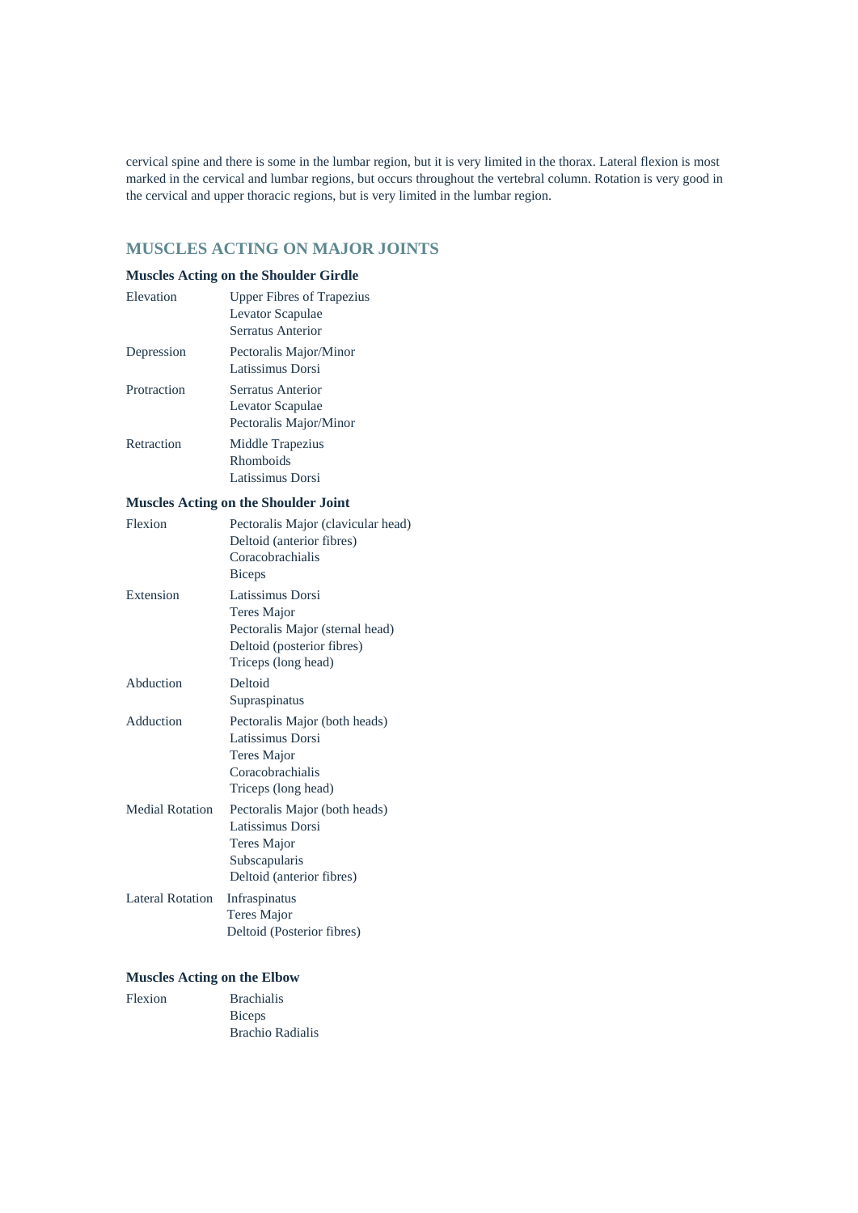cervical spine and there is some in the lumbar region, but it is very limited in the thorax. Lateral flexion is most marked in the cervical and lumbar regions, but occurs throughout the vertebral column. Rotation is very good in the cervical and upper thoracic regions, but is very limited in the lumbar region.

## MUSCLES ACTING ON MAJOR JOINTS

### Muscles Acting on the Shoulder Girdle

| | |
|---|---|
| Elevation | Upper Fibres of Trapezius<br>Levator Scapulae<br>Serratus Anterior |
| Depression | Pectoralis Major/Minor<br>Latissimus Dorsi |
| Protraction | Serratus Anterior<br>Levator Scapulae<br>Pectoralis Major/Minor |
| Retraction | Middle Trapezius<br>Rhomboids<br>Latissimus Dorsi |

### Muscles Acting on the Shoulder Joint

| | |
|---|---|
| Flexion | Pectoralis Major (clavicular head)<br>Deltoid (anterior fibres)<br>Coracobrachialis<br>Biceps |
| Extension | Latissimus Dorsi<br>Teres Major<br>Pectoralis Major (sternal head)<br>Deltoid (posterior fibres)<br>Triceps (long head) |
| Abduction | Deltoid<br>Supraspinatus |
| Adduction | Pectoralis Major (both heads)<br>Latissimus Dorsi<br>Teres Major<br>Coracobrachialis<br>Triceps (long head) |
| Medial Rotation | Pectoralis Major (both heads)<br>Latissimus Dorsi<br>Teres Major<br>Subscapularis<br>Deltoid (anterior fibres) |
| Lateral Rotation | Infraspinatus<br>Teres Major<br>Deltoid (Posterior fibres) |

### Muscles Acting on the Elbow

| | |
|---|---|
| Flexion | Brachialis<br>Biceps<br>Brachio Radialis |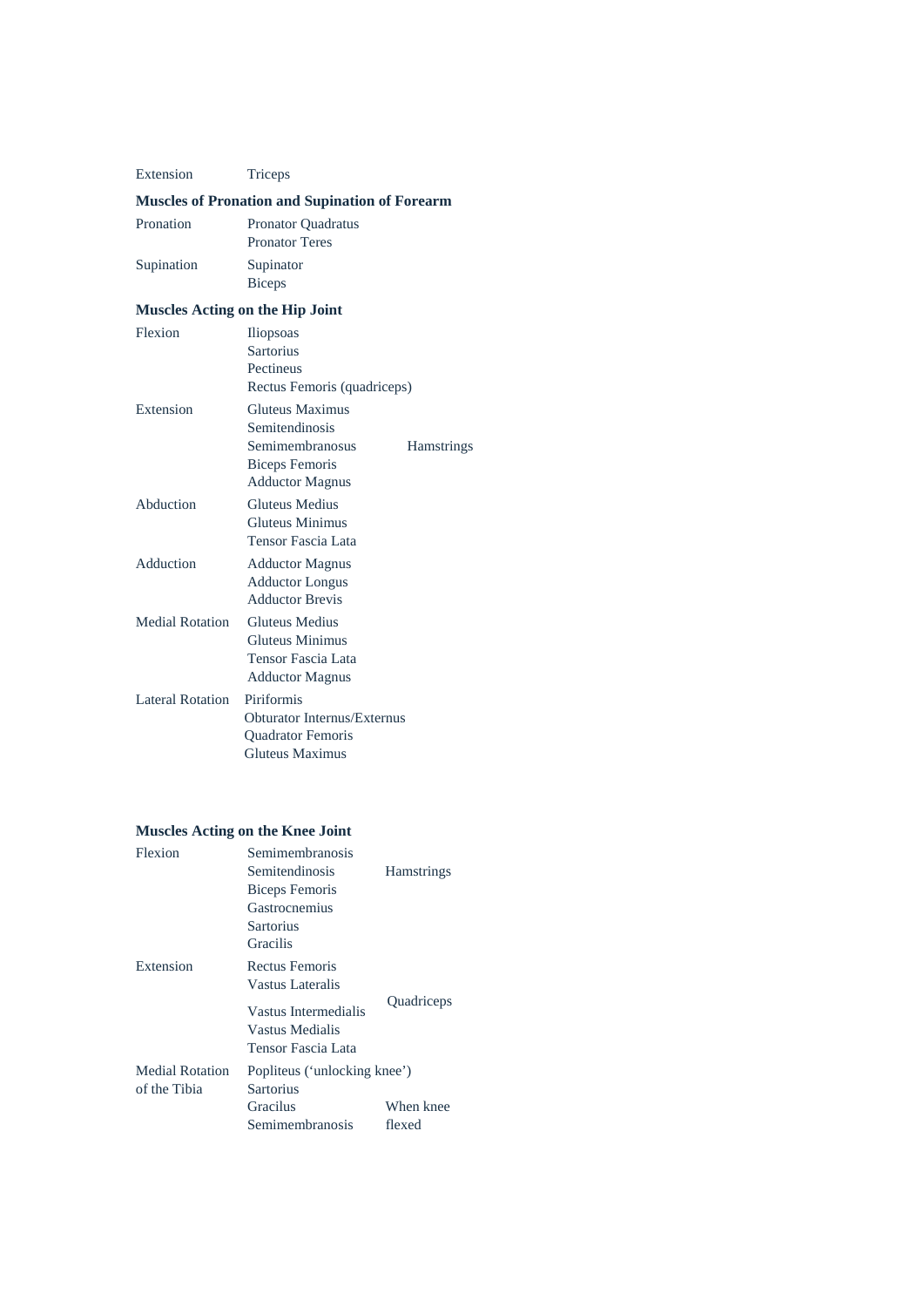| | |
|---|---|
| Extension | Triceps |

### Muscles of Pronation and Supination of Forearm

| | | |
|---|---|---|
| Pronation | Pronator Quadratus<br>Pronator Teres | |
| Supination | Supinator<br>Biceps | |

### Muscles Acting on the Hip Joint

| | | |
|---|---|---|
| Flexion | Iliopsoas<br>Sartorius<br>Pectineus<br>Rectus Femoris (quadriceps) | |
| Extension | Gluteus Maximus<br>Semitendinosis<br>Semimembranosus<br>Biceps Femoris<br>Adductor Magnus | Hamstrings |
| Abduction | Gluteus Medius<br>Gluteus Minimus<br>Tensor Fascia Lata | |
| Adduction | Adductor Magnus<br>Adductor Longus<br>Adductor Brevis | |
| Medial Rotation | Gluteus Medius<br>Gluteus Minimus<br>Tensor Fascia Lata<br>Adductor Magnus | |
| Lateral Rotation | Piriformis<br>Obturator Internus/Externus<br>Quadrator Femoris<br>Gluteus Maximus | |

### Muscles Acting on the Knee Joint

| | | |
|---|---|---|
| Flexion | Semimembranosis<br>Semitendinosis<br>Biceps Femoris<br>Gastrocnemius<br>Sartorius<br>Gracilis | Hamstrings |
| Extension | Rectus Femoris<br>Vastus Lateralis<br>Vastus Intermedialis<br>Vastus Medialis<br>Tensor Fascia Lata | Quadriceps |
| Medial Rotation of the Tibia | Popliteus ('unlocking knee')<br>Sartorius<br>Gracilus<br>Semimembranosis | When knee flexed |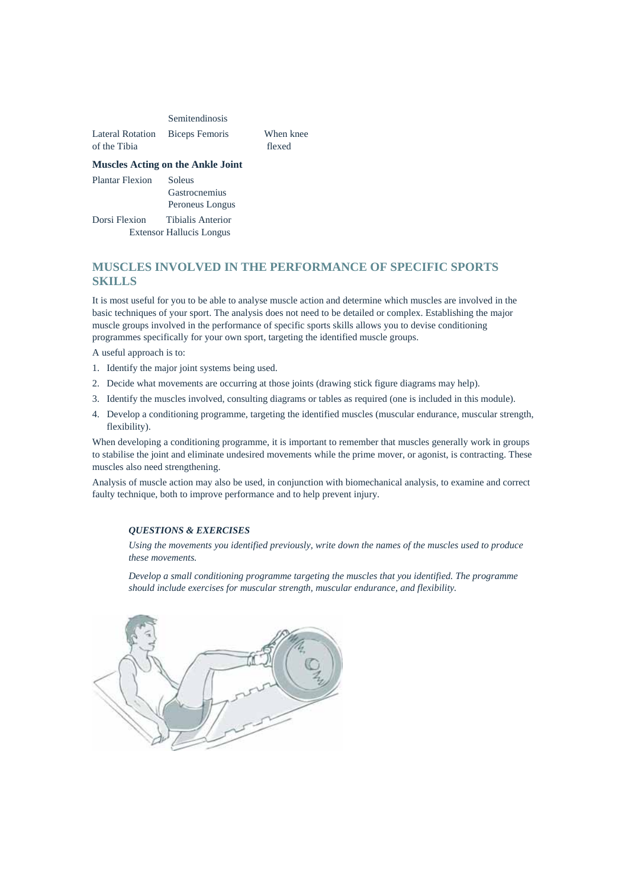| | | |
|---|---|---|
| | Semitendinosis | |
| Lateral Rotation of the Tibia | Biceps Femoris | When knee flexed |

**Muscles Acting on the Ankle Joint**

| | |
|---|---|
| Plantar Flexion | Soleus<br>Gastrocnemius<br>Peroneus Longus |
| Dorsi Flexion | Tibialis Anterior<br>Extensor Hallucis Longus |

## MUSCLES INVOLVED IN THE PERFORMANCE OF SPECIFIC SPORTS SKILLS

It is most useful for you to be able to analyse muscle action and determine which muscles are involved in the basic techniques of your sport. The analysis does not need to be detailed or complex. Establishing the major muscle groups involved in the performance of specific sports skills allows you to devise conditioning programmes specifically for your own sport, targeting the identified muscle groups.

A useful approach is to:

1. Identify the major joint systems being used.
2. Decide what movements are occurring at those joints (drawing stick figure diagrams may help).
3. Identify the muscles involved, consulting diagrams or tables as required (one is included in this module).
4. Develop a conditioning programme, targeting the identified muscles (muscular endurance, muscular strength, flexibility).

When developing a conditioning programme, it is important to remember that muscles generally work in groups to stabilise the joint and eliminate undesired movements while the prime mover, or agonist, is contracting. These muscles also need strengthening.

Analysis of muscle action may also be used, in conjunction with biomechanical analysis, to examine and correct faulty technique, both to improve performance and to help prevent injury.

***QUESTIONS & EXERCISES***

*Using the movements you identified previously, write down the names of the muscles used to produce these movements.*

*Develop a small conditioning programme targeting the muscles that you identified. The programme should include exercises for muscular strength, muscular endurance, and flexibility.*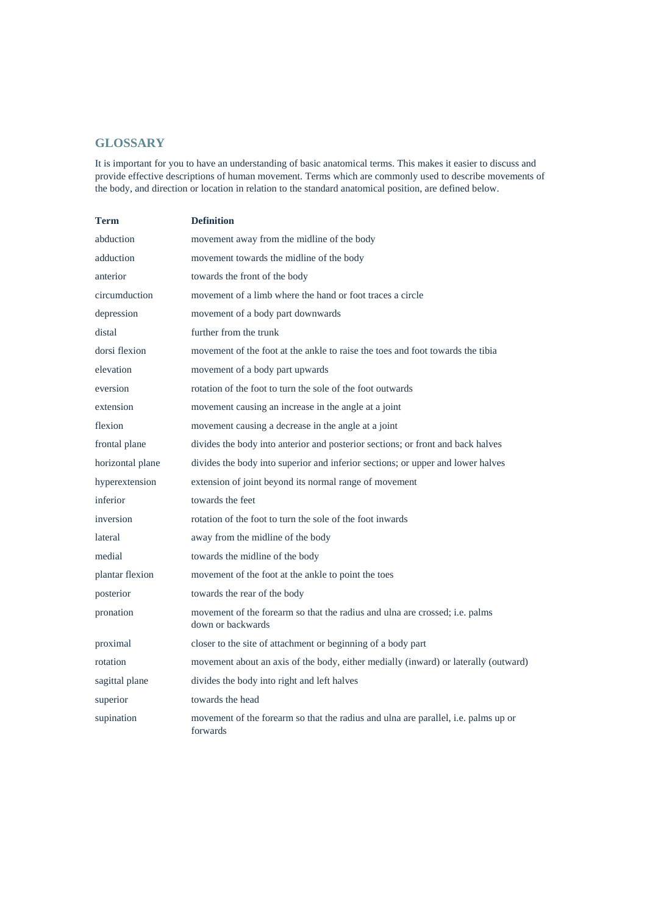## GLOSSARY

It is important for you to have an understanding of basic anatomical terms. This makes it easier to discuss and provide effective descriptions of human movement. Terms which are commonly used to describe movements of the body, and direction or location in relation to the standard anatomical position, are defined below.

| Term | Definition |
| --- | --- |
| abduction | movement away from the midline of the body |
| adduction | movement towards the midline of the body |
| anterior | towards the front of the body |
| circumduction | movement of a limb where the hand or foot traces a circle |
| depression | movement of a body part downwards |
| distal | further from the trunk |
| dorsi flexion | movement of the foot at the ankle to raise the toes and foot towards the tibia |
| elevation | movement of a body part upwards |
| eversion | rotation of the foot to turn the sole of the foot outwards |
| extension | movement causing an increase in the angle at a joint |
| flexion | movement causing a decrease in the angle at a joint |
| frontal plane | divides the body into anterior and posterior sections; or front and back halves |
| horizontal plane | divides the body into superior and inferior sections; or upper and lower halves |
| hyperextension | extension of joint beyond its normal range of movement |
| inferior | towards the feet |
| inversion | rotation of the foot to turn the sole of the foot inwards |
| lateral | away from the midline of the body |
| medial | towards the midline of the body |
| plantar flexion | movement of the foot at the ankle to point the toes |
| posterior | towards the rear of the body |
| pronation | movement of the forearm so that the radius and ulna are crossed; i.e. palms down or backwards |
| proximal | closer to the site of attachment or beginning of a body part |
| rotation | movement about an axis of the body, either medially (inward) or laterally (outward) |
| sagittal plane | divides the body into right and left halves |
| superior | towards the head |
| supination | movement of the forearm so that the radius and ulna are parallel, i.e. palms up or forwards |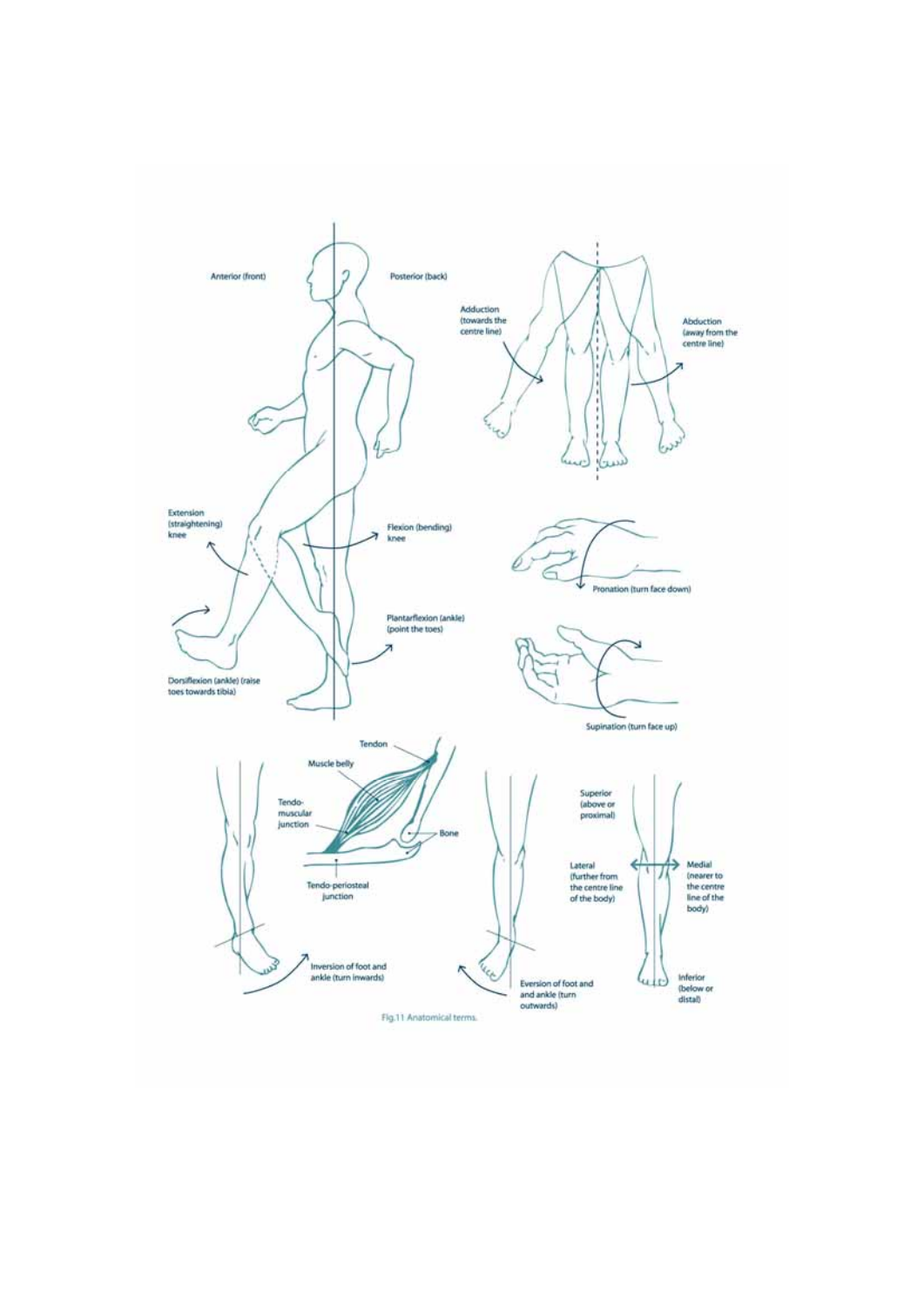Anterior (front)

Posterior (back)

Adduction (towards the centre line)

Abduction (away from the centre line)

Extension (straightening) knee

Flexion (bending) knee

Pronation (turn face down)

Plantarflexion (ankle) (point the toes)

Dorsiflexion (ankle) (raise toes towards tibia)

Supination (turn face up)

Tendon

Muscle belly

Tendo-muscular junction

Bone

Tendo-periosteal junction

Superior (above or proximal)

Lateral (further from the centre line of the body)

Medial (nearer to the centre line of the body)

Inversion of foot and ankle (turn inwards)

Eversion of foot and and ankle (turn outwards)

Inferior (below or distal)

Fig.11 Anatomical terms.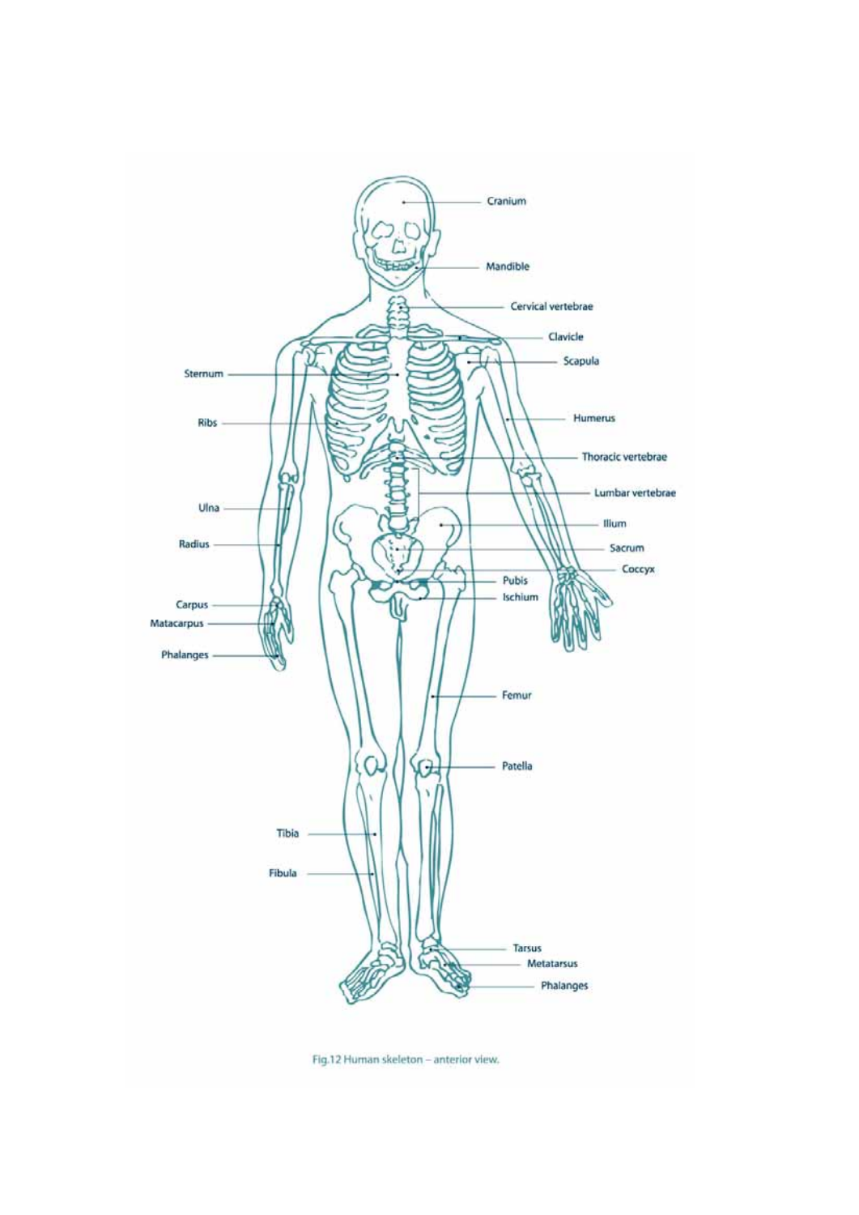Cranium

Mandible

Cervical vertebrae

Clavicle

Scapula

Sternum

Humerus

Ribs

Thoracic vertebrae

Lumbar vertebrae

Ulna

Ilium

Radius

Sacrum

Coccyx

Pubis

Ischium

Carpus

Matacarpus

Phalanges

Femur

Patella

Tibia

Fibula

Tarsus

Metatarsus

Phalanges

Fig.12 Human skeleton – anterior view.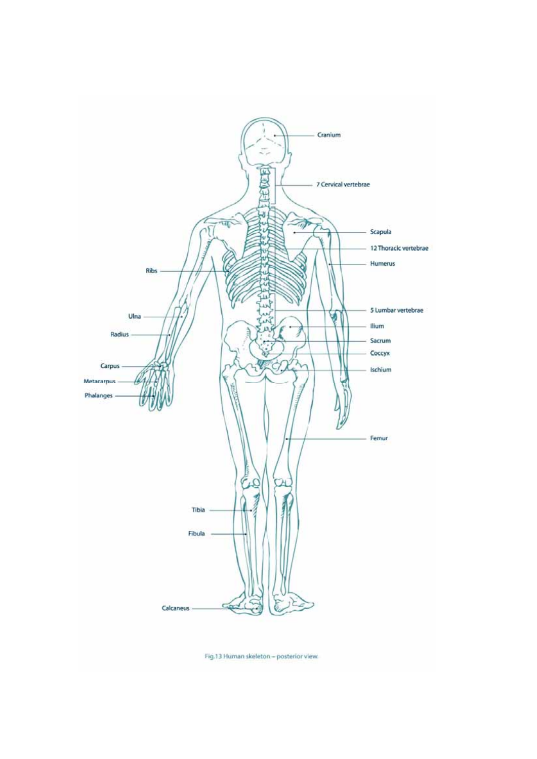Cranium

7 Cervical vertebrae

Scapula

12 Thoracic vertebrae

Humerus

Ribs

5 Lumbar vertebrae

Ulna

Ilium

Radius

Sacrum

Coccyx

Carpus

Ischium

Metacarpus

Phalanges

Femur

Tibia

Fibula

Calcaneus

Fig.13 Human skeleton – posterior view.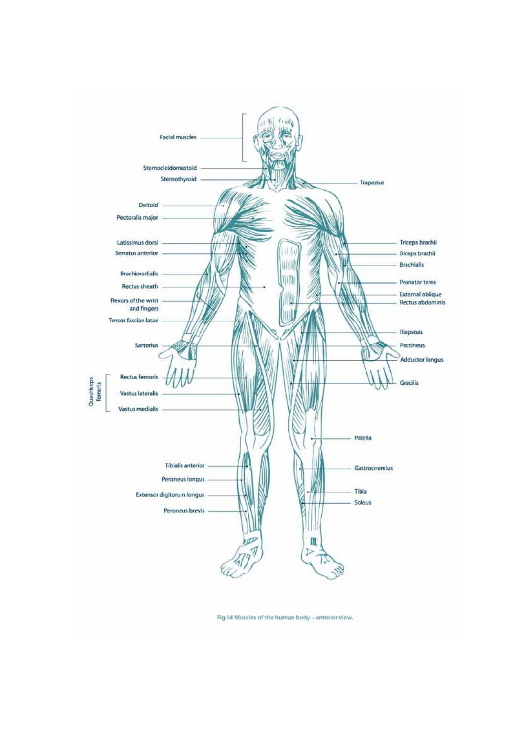Facial muscles

Sternocleidomastoid

Sternothyroid

Trapezius

Deltoid

Pectoralis major

Latissimus dorsi

Serratus anterior

Triceps brachii

Biceps brachii

Brachialis

Brachioradialis

Rectus sheath

Pronator teres

Flexors of the wrist and fingers

External oblique

Rectus abdominis

Tensor fasciae latae

Iliopsoas

Sartorius

Pectineus

Adductor longus

Quadriceps femoris

- Rectus femoris
- Vastus lateralis
- Vastus medialis

Gracilis

Patella

Tibialis anterior

Gastrocnemius

Peroneus longus

Extensor digitorum longus

Tibia

Soleus

Peroneus brevis

Fig.14 Muscles of the human body – anterior view.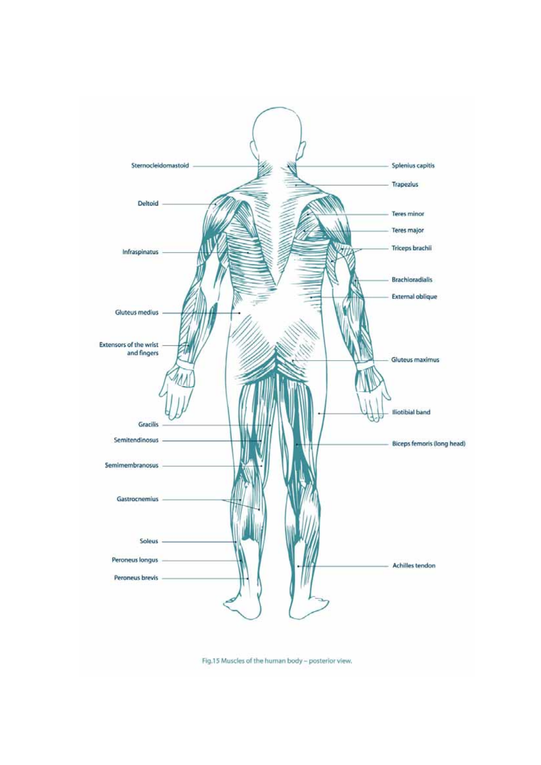Sternocleidomastoid

Splenius capitis

Trapezius

Deltoid

Teres minor

Teres major

Infraspinatus

Triceps brachii

Brachioradialis

External oblique

Gluteus medius

Extensors of the wrist and fingers

Gluteus maximus

Iliotibial band

Gracilis

Semitendinosus

Biceps femoris (long head)

Semimembranosus

Gastrocnemius

Soleus

Peroneus longus

Achilles tendon

Peroneus brevis

Fig.15 Muscles of the human body – posterior view.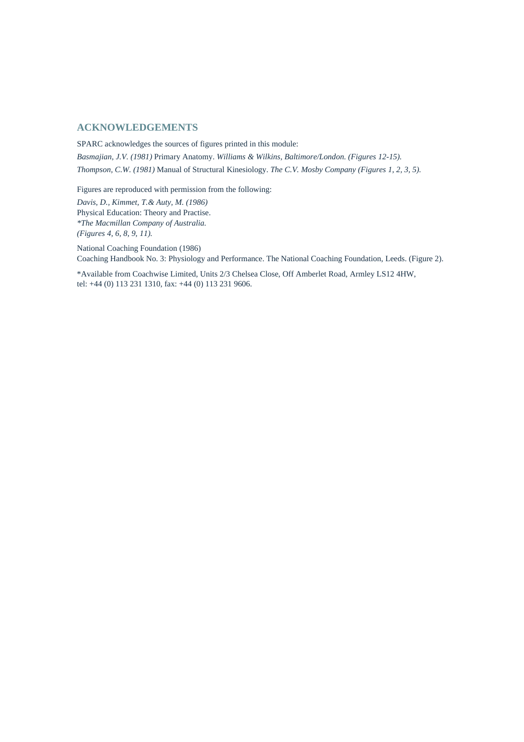## ACKNOWLEDGEMENTS

SPARC acknowledges the sources of figures printed in this module:

*Basmajian, J.V. (1981)* Primary Anatomy. *Williams & Wilkins, Baltimore/London. (Figures 12-15).*

*Thompson, C.W. (1981)* Manual of Structural Kinesiology. *The C.V. Mosby Company (Figures 1, 2, 3, 5).*

Figures are reproduced with permission from the following:

*Davis, D., Kimmet, T.& Auty, M. (1986)*
Physical Education: Theory and Practise.
*\*The Macmillan Company of Australia.*
*(Figures 4, 6, 8, 9, 11).*

National Coaching Foundation (1986)
Coaching Handbook No. 3: Physiology and Performance. The National Coaching Foundation, Leeds. (Figure 2).

*Available from Coachwise Limited, Units 2/3 Chelsea Close, Off Amberlet Road, Armley LS12 4HW,
tel: +44 (0) 113 231 1310, fax: +44 (0) 113 231 9606.